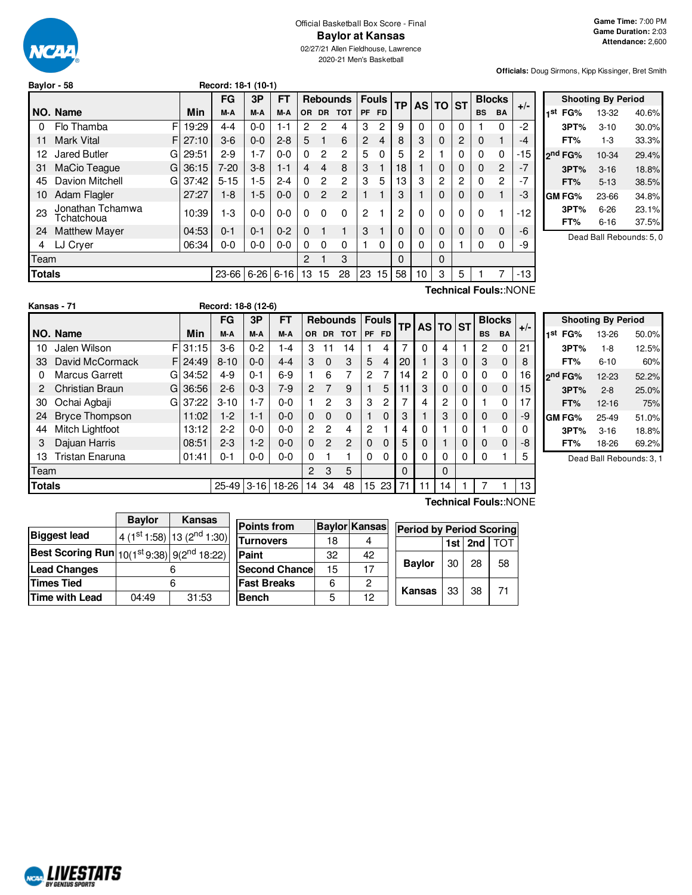Official Basketball Box Score - Final

# Baylor at Kansas

02/27/21 Allen Fieldhouse, Lawrence
2020-21 Men's Basketball

**Game Time:** 7:00 PM
**Game Duration:** 2:03
**Attendance:** 2,600

**Officials:** Doug Sirmons, Kipp Kissinger, Bret Smith

**Baylor - 58** Record: 18-1 (10-1)

| NO. | Name | | Min | FG M-A | 3P M-A | FT M-A | OR | DR | TOT | PF | FD | TP | AS | TO | ST | BS | BA | +/- |
|---|---|---|---|---|---|---|---|---|---|---|---|---|---|---|---|---|---|---|
| 0 | Flo Thamba | F | 19:29 | 4-4 | 0-0 | 1-1 | 2 | 2 | 4 | 3 | 2 | 9 | 0 | 0 | 0 | 1 | 0 | -2 |
| 11 | Mark Vital | F | 27:10 | 3-6 | 0-0 | 2-8 | 5 | 1 | 6 | 2 | 4 | 8 | 3 | 0 | 2 | 0 | 1 | -4 |
| 12 | Jared Butler | G | 29:51 | 2-9 | 1-7 | 0-0 | 0 | 2 | 2 | 5 | 0 | 5 | 2 | 1 | 0 | 0 | 0 | -15 |
| 31 | MaCio Teague | G | 36:15 | 7-20 | 3-8 | 1-1 | 4 | 4 | 8 | 3 | 1 | 18 | 1 | 0 | 0 | 0 | 2 | -7 |
| 45 | Davion Mitchell | G | 37:42 | 5-15 | 1-5 | 2-4 | 0 | 2 | 2 | 3 | 5 | 13 | 3 | 2 | 2 | 0 | 2 | -7 |
| 10 | Adam Flagler | | 27:27 | 1-8 | 1-5 | 0-0 | 0 | 2 | 2 | 1 | 1 | 3 | 1 | 0 | 0 | 0 | 1 | -3 |
| 23 | Jonathan Tchamwa Tchatchoua | | 10:39 | 1-3 | 0-0 | 0-0 | 0 | 0 | 0 | 2 | 1 | 2 | 0 | 0 | 0 | 0 | 1 | -12 |
| 24 | Matthew Mayer | | 04:53 | 0-1 | 0-1 | 0-2 | 0 | 1 | 1 | 3 | 1 | 0 | 0 | 0 | 0 | 0 | 0 | -6 |
| 4 | LJ Cryer | | 06:34 | 0-0 | 0-0 | 0-0 | 0 | 0 | 0 | 1 | 0 | 0 | 0 | 0 | 1 | 0 | 0 | -9 |
| | Team | | | | | | 2 | 1 | 3 | | | 0 | | 0 | | | | |
| | **Totals** | | | 23-66 | 6-26 | 6-16 | 13 | 15 | 28 | 23 | 15 | 58 | 10 | 3 | 5 | 1 | 7 | -13 |

Technical Fouls::NONE

| Shooting By Period | | |
|---|---|---|
| 1st FG% | 13-32 | 40.6% |
| 3PT% | 3-10 | 30.0% |
| FT% | 1-3 | 33.3% |
| 2nd FG% | 10-34 | 29.4% |
| 3PT% | 3-16 | 18.8% |
| FT% | 5-13 | 38.5% |
| GM FG% | 23-66 | 34.8% |
| 3PT% | 6-26 | 23.1% |
| FT% | 6-16 | 37.5% |

Dead Ball Rebounds: 5, 0

**Kansas - 71** Record: 18-8 (12-6)

| NO. | Name | | Min | FG M-A | 3P M-A | FT M-A | OR | DR | TOT | PF | FD | TP | AS | TO | ST | BS | BA | +/- |
|---|---|---|---|---|---|---|---|---|---|---|---|---|---|---|---|---|---|---|
| 10 | Jalen Wilson | F | 31:15 | 3-6 | 0-2 | 1-4 | 3 | 11 | 14 | 1 | 4 | 7 | 0 | 4 | 1 | 2 | 0 | 21 |
| 33 | David McCormack | F | 24:49 | 8-10 | 0-0 | 4-4 | 3 | 0 | 3 | 5 | 4 | 20 | 1 | 3 | 0 | 3 | 0 | 8 |
| 0 | Marcus Garrett | G | 34:52 | 4-9 | 0-1 | 6-9 | 1 | 6 | 7 | 2 | 7 | 14 | 2 | 0 | 0 | 0 | 0 | 16 |
| 2 | Christian Braun | G | 36:56 | 2-6 | 0-3 | 7-9 | 2 | 7 | 9 | 1 | 5 | 11 | 3 | 0 | 0 | 0 | 0 | 15 |
| 30 | Ochai Agbaji | G | 37:22 | 3-10 | 1-7 | 0-0 | 1 | 2 | 3 | 3 | 2 | 7 | 4 | 2 | 0 | 1 | 0 | 17 |
| 24 | Bryce Thompson | | 11:02 | 1-2 | 1-1 | 0-0 | 0 | 0 | 0 | 1 | 0 | 3 | 1 | 3 | 0 | 0 | 0 | -9 |
| 44 | Mitch Lightfoot | | 13:12 | 2-2 | 0-0 | 0-0 | 2 | 2 | 4 | 2 | 1 | 4 | 0 | 1 | 0 | 1 | 0 | 0 |
| 3 | Dajuan Harris | | 08:51 | 2-3 | 1-2 | 0-0 | 0 | 2 | 2 | 0 | 0 | 5 | 0 | 1 | 0 | 0 | 0 | -8 |
| 13 | Tristan Enaruna | | 01:41 | 0-1 | 0-0 | 0-0 | 0 | 1 | 1 | 0 | 0 | 0 | 0 | 0 | 0 | 0 | 1 | 5 |
| | Team | | | | | | 2 | 3 | 5 | | | 0 | | 0 | | | | |
| | **Totals** | | | 25-49 | 3-16 | 18-26 | 14 | 34 | 48 | 15 | 23 | 71 | 11 | 14 | 1 | 7 | 1 | 13 |

Technical Fouls::NONE

| Shooting By Period | | |
|---|---|---|
| 1st FG% | 13-26 | 50.0% |
| 3PT% | 1-8 | 12.5% |
| FT% | 6-10 | 60% |
| 2nd FG% | 12-23 | 52.2% |
| 3PT% | 2-8 | 25.0% |
| FT% | 12-16 | 75% |
| GM FG% | 25-49 | 51.0% |
| 3PT% | 3-16 | 18.8% |
| FT% | 18-26 | 69.2% |

Dead Ball Rebounds: 3, 1

| | Baylor | Kansas |
|---|---|---|
| Biggest lead | 4 (1st 1:58) | 13 (2nd 1:30) |
| Best Scoring Run | 10(1st 9:38) | 9(2nd 18:22) |
| Lead Changes | 6 | |
| Times Tied | 6 | |
| Time with Lead | 04:49 | 31:53 |

| Points from | Baylor | Kansas |
|---|---|---|
| Turnovers | 18 | 4 |
| Paint | 32 | 42 |
| Second Chance | 15 | 17 |
| Fast Breaks | 6 | 2 |
| Bench | 5 | 12 |

| Period by Period Scoring | 1st | 2nd | TOT |
|---|---|---|---|
| Baylor | 30 | 28 | 58 |
| Kansas | 33 | 38 | 71 |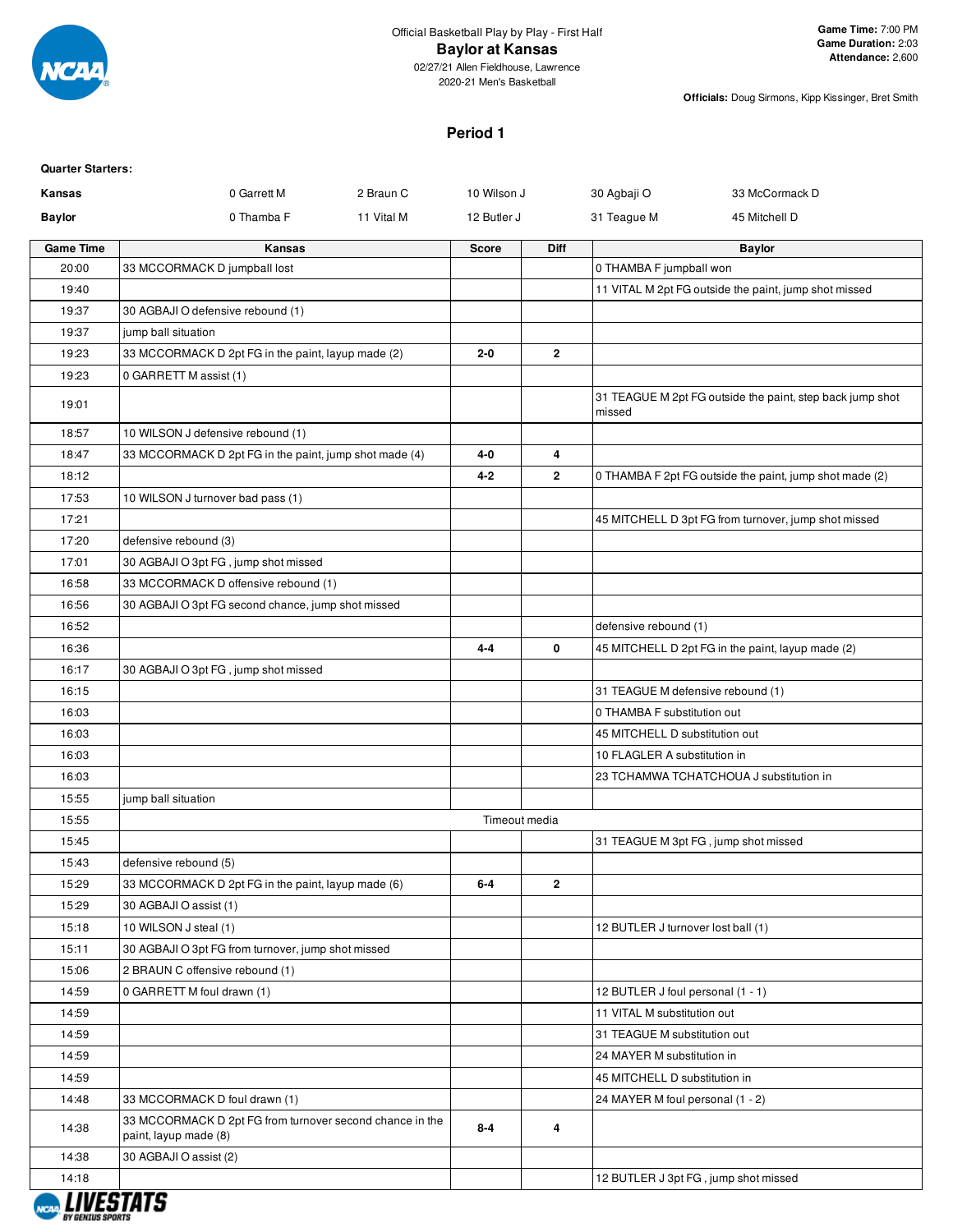Official Basketball Play by Play - First Half

# Baylor at Kansas

02/27/21 Allen Fieldhouse, Lawrence
2020-21 Men's Basketball

**Game Time:** 7:00 PM
**Game Duration:** 2:03
**Attendance:** 2,600

**Officials:** Doug Sirmons, Kipp Kissinger, Bret Smith

## Period 1

**Quarter Starters:**

| | | | | | |
|---|---|---|---|---|---|
| **Kansas** | 0 Garrett M | 2 Braun C | 10 Wilson J | 30 Agbaji O | 33 McCormack D |
| **Baylor** | 0 Thamba F | 11 Vital M | 12 Butler J | 31 Teague M | 45 Mitchell D |

| Game Time | Kansas | Score | Diff | Baylor |
|---|---|---|---|---|
| 20:00 | 33 MCCORMACK D jumpball lost | | | 0 THAMBA F jumpball won |
| 19:40 | | | | 11 VITAL M 2pt FG outside the paint, jump shot missed |
| 19:37 | 30 AGBAJI O defensive rebound (1) | | | |
| 19:37 | jump ball situation | | | |
| 19:23 | 33 MCCORMACK D 2pt FG in the paint, layup made (2) | 2-0 | 2 | |
| 19:23 | 0 GARRETT M assist (1) | | | |
| 19:01 | | | | 31 TEAGUE M 2pt FG outside the paint, step back jump shot missed |
| 18:57 | 10 WILSON J defensive rebound (1) | | | |
| 18:47 | 33 MCCORMACK D 2pt FG in the paint, jump shot made (4) | 4-0 | 4 | |
| 18:12 | | 4-2 | 2 | 0 THAMBA F 2pt FG outside the paint, jump shot made (2) |
| 17:53 | 10 WILSON J turnover bad pass (1) | | | |
| 17:21 | | | | 45 MITCHELL D 3pt FG from turnover, jump shot missed |
| 17:20 | defensive rebound (3) | | | |
| 17:01 | 30 AGBAJI O 3pt FG , jump shot missed | | | |
| 16:58 | 33 MCCORMACK D offensive rebound (1) | | | |
| 16:56 | 30 AGBAJI O 3pt FG second chance, jump shot missed | | | |
| 16:52 | | | | defensive rebound (1) |
| 16:36 | | 4-4 | 0 | 45 MITCHELL D 2pt FG in the paint, layup made (2) |
| 16:17 | 30 AGBAJI O 3pt FG , jump shot missed | | | |
| 16:15 | | | | 31 TEAGUE M defensive rebound (1) |
| 16:03 | | | | 0 THAMBA F substitution out |
| 16:03 | | | | 45 MITCHELL D substitution out |
| 16:03 | | | | 10 FLAGLER A substitution in |
| 16:03 | | | | 23 TCHAMWA TCHATCHOUA J substitution in |
| 15:55 | jump ball situation | | | |
| 15:55 | | Timeout media | | |
| 15:45 | | | | 31 TEAGUE M 3pt FG , jump shot missed |
| 15:43 | defensive rebound (5) | | | |
| 15:29 | 33 MCCORMACK D 2pt FG in the paint, layup made (6) | 6-4 | 2 | |
| 15:29 | 30 AGBAJI O assist (1) | | | |
| 15:18 | 10 WILSON J steal (1) | | | 12 BUTLER J turnover lost ball (1) |
| 15:11 | 30 AGBAJI O 3pt FG from turnover, jump shot missed | | | |
| 15:06 | 2 BRAUN C offensive rebound (1) | | | |
| 14:59 | 0 GARRETT M foul drawn (1) | | | 12 BUTLER J foul personal (1 - 1) |
| 14:59 | | | | 11 VITAL M substitution out |
| 14:59 | | | | 31 TEAGUE M substitution out |
| 14:59 | | | | 24 MAYER M substitution in |
| 14:59 | | | | 45 MITCHELL D substitution in |
| 14:48 | 33 MCCORMACK D foul drawn (1) | | | 24 MAYER M foul personal (1 - 2) |
| 14:38 | 33 MCCORMACK D 2pt FG from turnover second chance in the paint, layup made (8) | 8-4 | 4 | |
| 14:38 | 30 AGBAJI O assist (2) | | | |
| 14:18 | | | | 12 BUTLER J 3pt FG , jump shot missed |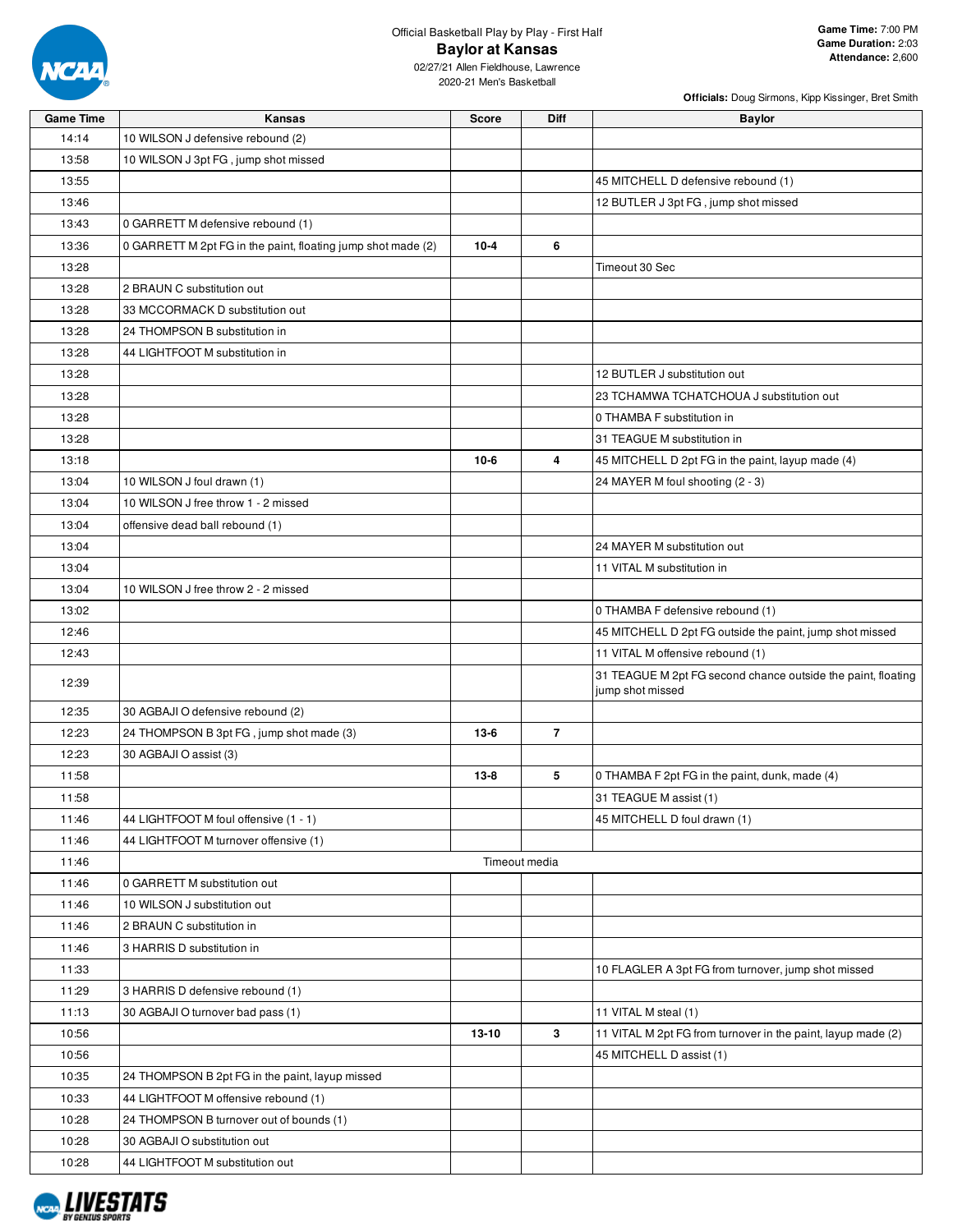Official Basketball Play by Play - First Half

# Baylor at Kansas

02/27/21 Allen Fieldhouse, Lawrence

2020-21 Men's Basketball

**Game Time:** 7:00 PM
**Game Duration:** 2:03
**Attendance:** 2,600

**Officials:** Doug Sirmons, Kipp Kissinger, Bret Smith

| Game Time | Kansas | Score | Diff | Baylor |
|---|---|---|---|---|
| 14:14 | 10 WILSON J defensive rebound (2) | | | |
| 13:58 | 10 WILSON J 3pt FG , jump shot missed | | | |
| 13:55 | | | | 45 MITCHELL D defensive rebound (1) |
| 13:46 | | | | 12 BUTLER J 3pt FG , jump shot missed |
| 13:43 | 0 GARRETT M defensive rebound (1) | | | |
| 13:36 | 0 GARRETT M 2pt FG in the paint, floating jump shot made (2) | 10-4 | 6 | |
| 13:28 | | | | Timeout 30 Sec |
| 13:28 | 2 BRAUN C substitution out | | | |
| 13:28 | 33 MCCORMACK D substitution out | | | |
| 13:28 | 24 THOMPSON B substitution in | | | |
| 13:28 | 44 LIGHTFOOT M substitution in | | | |
| 13:28 | | | | 12 BUTLER J substitution out |
| 13:28 | | | | 23 TCHAMWA TCHATCHOUA J substitution out |
| 13:28 | | | | 0 THAMBA F substitution in |
| 13:28 | | | | 31 TEAGUE M substitution in |
| 13:18 | | 10-6 | 4 | 45 MITCHELL D 2pt FG in the paint, layup made (4) |
| 13:04 | 10 WILSON J foul drawn (1) | | | 24 MAYER M foul shooting (2 - 3) |
| 13:04 | 10 WILSON J free throw 1 - 2 missed | | | |
| 13:04 | offensive dead ball rebound (1) | | | |
| 13:04 | | | | 24 MAYER M substitution out |
| 13:04 | | | | 11 VITAL M substitution in |
| 13:04 | 10 WILSON J free throw 2 - 2 missed | | | |
| 13:02 | | | | 0 THAMBA F defensive rebound (1) |
| 12:46 | | | | 45 MITCHELL D 2pt FG outside the paint, jump shot missed |
| 12:43 | | | | 11 VITAL M offensive rebound (1) |
| 12:39 | | | | 31 TEAGUE M 2pt FG second chance outside the paint, floating jump shot missed |
| 12:35 | 30 AGBAJI O defensive rebound (2) | | | |
| 12:23 | 24 THOMPSON B 3pt FG , jump shot made (3) | 13-6 | 7 | |
| 12:23 | 30 AGBAJI O assist (3) | | | |
| 11:58 | | 13-8 | 5 | 0 THAMBA F 2pt FG in the paint, dunk, made (4) |
| 11:58 | | | | 31 TEAGUE M assist (1) |
| 11:46 | 44 LIGHTFOOT M foul offensive (1 - 1) | | | 45 MITCHELL D foul drawn (1) |
| 11:46 | 44 LIGHTFOOT M turnover offensive (1) | | | |
| 11:46 | Timeout media | | | |
| 11:46 | 0 GARRETT M substitution out | | | |
| 11:46 | 10 WILSON J substitution out | | | |
| 11:46 | 2 BRAUN C substitution in | | | |
| 11:46 | 3 HARRIS D substitution in | | | |
| 11:33 | | | | 10 FLAGLER A 3pt FG from turnover, jump shot missed |
| 11:29 | 3 HARRIS D defensive rebound (1) | | | |
| 11:13 | 30 AGBAJI O turnover bad pass (1) | | | 11 VITAL M steal (1) |
| 10:56 | | 13-10 | 3 | 11 VITAL M 2pt FG from turnover in the paint, layup made (2) |
| 10:56 | | | | 45 MITCHELL D assist (1) |
| 10:35 | 24 THOMPSON B 2pt FG in the paint, layup missed | | | |
| 10:33 | 44 LIGHTFOOT M offensive rebound (1) | | | |
| 10:28 | 24 THOMPSON B turnover out of bounds (1) | | | |
| 10:28 | 30 AGBAJI O substitution out | | | |
| 10:28 | 44 LIGHTFOOT M substitution out | | | |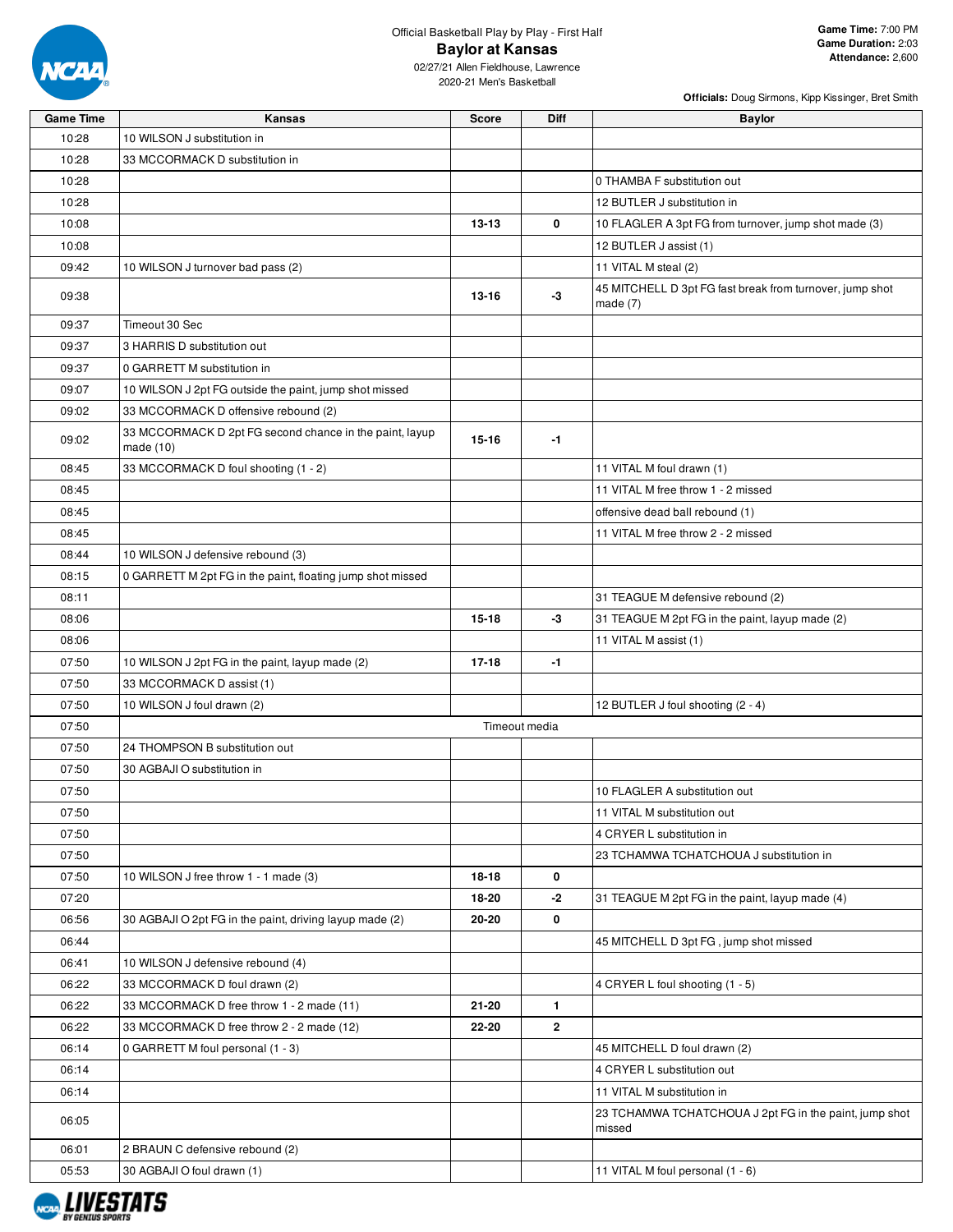Official Basketball Play by Play - First Half

# Baylor at Kansas

02/27/21 Allen Fieldhouse, Lawrence
2020-21 Men's Basketball

**Game Time:** 7:00 PM
**Game Duration:** 2:03
**Attendance:** 2,600

**Officials:** Doug Sirmons, Kipp Kissinger, Bret Smith

| Game Time | Kansas | Score | Diff | Baylor |
|---|---|---|---|---|
| 10:28 | 10 WILSON J substitution in | | | |
| 10:28 | 33 MCCORMACK D substitution in | | | |
| 10:28 | | | | 0 THAMBA F substitution out |
| 10:28 | | | | 12 BUTLER J substitution in |
| 10:08 | | 13-13 | 0 | 10 FLAGLER A 3pt FG from turnover, jump shot made (3) |
| 10:08 | | | | 12 BUTLER J assist (1) |
| 09:42 | 10 WILSON J turnover bad pass (2) | | | 11 VITAL M steal (2) |
| 09:38 | | 13-16 | -3 | 45 MITCHELL D 3pt FG fast break from turnover, jump shot made (7) |
| 09:37 | Timeout 30 Sec | | | |
| 09:37 | 3 HARRIS D substitution out | | | |
| 09:37 | 0 GARRETT M substitution in | | | |
| 09:07 | 10 WILSON J 2pt FG outside the paint, jump shot missed | | | |
| 09:02 | 33 MCCORMACK D offensive rebound (2) | | | |
| 09:02 | 33 MCCORMACK D 2pt FG second chance in the paint, layup made (10) | 15-16 | -1 | |
| 08:45 | 33 MCCORMACK D foul shooting (1 - 2) | | | 11 VITAL M foul drawn (1) |
| 08:45 | | | | 11 VITAL M free throw 1 - 2 missed |
| 08:45 | | | | offensive dead ball rebound (1) |
| 08:45 | | | | 11 VITAL M free throw 2 - 2 missed |
| 08:44 | 10 WILSON J defensive rebound (3) | | | |
| 08:15 | 0 GARRETT M 2pt FG in the paint, floating jump shot missed | | | |
| 08:11 | | | | 31 TEAGUE M defensive rebound (2) |
| 08:06 | | 15-18 | -3 | 31 TEAGUE M 2pt FG in the paint, layup made (2) |
| 08:06 | | | | 11 VITAL M assist (1) |
| 07:50 | 10 WILSON J 2pt FG in the paint, layup made (2) | 17-18 | -1 | |
| 07:50 | 33 MCCORMACK D assist (1) | | | |
| 07:50 | 10 WILSON J foul drawn (2) | | | 12 BUTLER J foul shooting (2 - 4) |
| 07:50 | Timeout media | | | |
| 07:50 | 24 THOMPSON B substitution out | | | |
| 07:50 | 30 AGBAJI O substitution in | | | |
| 07:50 | | | | 10 FLAGLER A substitution out |
| 07:50 | | | | 11 VITAL M substitution out |
| 07:50 | | | | 4 CRYER L substitution in |
| 07:50 | | | | 23 TCHAMWA TCHATCHOUA J substitution in |
| 07:50 | 10 WILSON J free throw 1 - 1 made (3) | 18-18 | 0 | |
| 07:20 | | 18-20 | -2 | 31 TEAGUE M 2pt FG in the paint, layup made (4) |
| 06:56 | 30 AGBAJI O 2pt FG in the paint, driving layup made (2) | 20-20 | 0 | |
| 06:44 | | | | 45 MITCHELL D 3pt FG , jump shot missed |
| 06:41 | 10 WILSON J defensive rebound (4) | | | |
| 06:22 | 33 MCCORMACK D foul drawn (2) | | | 4 CRYER L foul shooting (1 - 5) |
| 06:22 | 33 MCCORMACK D free throw 1 - 2 made (11) | 21-20 | 1 | |
| 06:22 | 33 MCCORMACK D free throw 2 - 2 made (12) | 22-20 | 2 | |
| 06:14 | 0 GARRETT M foul personal (1 - 3) | | | 45 MITCHELL D foul drawn (2) |
| 06:14 | | | | 4 CRYER L substitution out |
| 06:14 | | | | 11 VITAL M substitution in |
| 06:05 | | | | 23 TCHAMWA TCHATCHOUA J 2pt FG in the paint, jump shot missed |
| 06:01 | 2 BRAUN C defensive rebound (2) | | | |
| 05:53 | 30 AGBAJI O foul drawn (1) | | | 11 VITAL M foul personal (1 - 6) |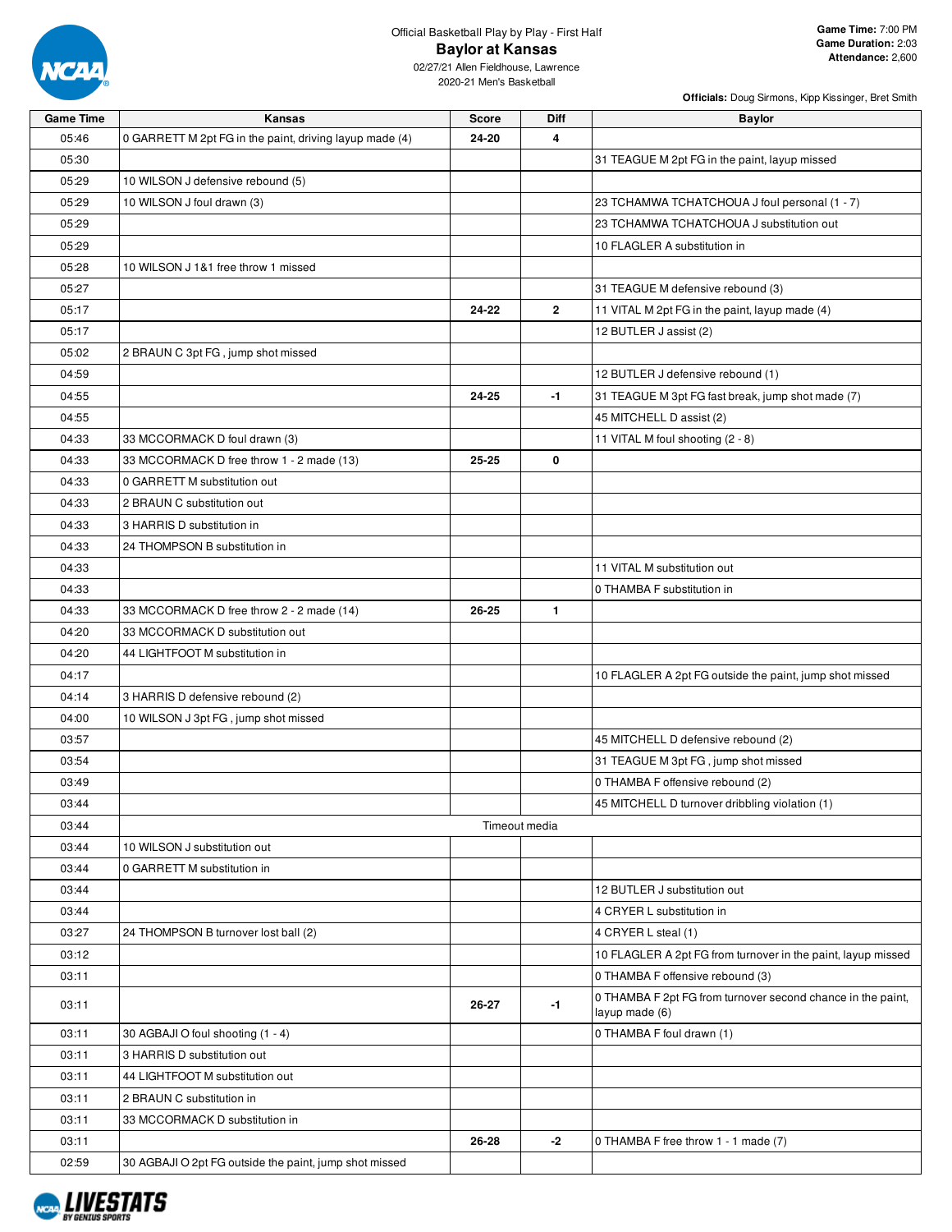Official Basketball Play by Play - First Half

# Baylor at Kansas

02/27/21 Allen Fieldhouse, Lawrence
2020-21 Men's Basketball

**Game Time:** 7:00 PM
**Game Duration:** 2:03
**Attendance:** 2,600

**Officials:** Doug Sirmons, Kipp Kissinger, Bret Smith

| Game Time | Kansas | Score | Diff | Baylor |
|---|---|---|---|---|
| 05:46 | 0 GARRETT M 2pt FG in the paint, driving layup made (4) | 24-20 | 4 | |
| 05:30 | | | | 31 TEAGUE M 2pt FG in the paint, layup missed |
| 05:29 | 10 WILSON J defensive rebound (5) | | | |
| 05:29 | 10 WILSON J foul drawn (3) | | | 23 TCHAMWA TCHATCHOUA J foul personal (1 - 7) |
| 05:29 | | | | 23 TCHAMWA TCHATCHOUA J substitution out |
| 05:29 | | | | 10 FLAGLER A substitution in |
| 05:28 | 10 WILSON J 1&1 free throw 1 missed | | | |
| 05:27 | | | | 31 TEAGUE M defensive rebound (3) |
| 05:17 | | 24-22 | 2 | 11 VITAL M 2pt FG in the paint, layup made (4) |
| 05:17 | | | | 12 BUTLER J assist (2) |
| 05:02 | 2 BRAUN C 3pt FG , jump shot missed | | | |
| 04:59 | | | | 12 BUTLER J defensive rebound (1) |
| 04:55 | | 24-25 | -1 | 31 TEAGUE M 3pt FG fast break, jump shot made (7) |
| 04:55 | | | | 45 MITCHELL D assist (2) |
| 04:33 | 33 MCCORMACK D foul drawn (3) | | | 11 VITAL M foul shooting (2 - 8) |
| 04:33 | 33 MCCORMACK D free throw 1 - 2 made (13) | 25-25 | 0 | |
| 04:33 | 0 GARRETT M substitution out | | | |
| 04:33 | 2 BRAUN C substitution out | | | |
| 04:33 | 3 HARRIS D substitution in | | | |
| 04:33 | 24 THOMPSON B substitution in | | | |
| 04:33 | | | | 11 VITAL M substitution out |
| 04:33 | | | | 0 THAMBA F substitution in |
| 04:33 | 33 MCCORMACK D free throw 2 - 2 made (14) | 26-25 | 1 | |
| 04:20 | 33 MCCORMACK D substitution out | | | |
| 04:20 | 44 LIGHTFOOT M substitution in | | | |
| 04:17 | | | | 10 FLAGLER A 2pt FG outside the paint, jump shot missed |
| 04:14 | 3 HARRIS D defensive rebound (2) | | | |
| 04:00 | 10 WILSON J 3pt FG , jump shot missed | | | |
| 03:57 | | | | 45 MITCHELL D defensive rebound (2) |
| 03:54 | | | | 31 TEAGUE M 3pt FG , jump shot missed |
| 03:49 | | | | 0 THAMBA F offensive rebound (2) |
| 03:44 | | | | 45 MITCHELL D turnover dribbling violation (1) |
| 03:44 | Timeout media | | | |
| 03:44 | 10 WILSON J substitution out | | | |
| 03:44 | 0 GARRETT M substitution in | | | |
| 03:44 | | | | 12 BUTLER J substitution out |
| 03:44 | | | | 4 CRYER L substitution in |
| 03:27 | 24 THOMPSON B turnover lost ball (2) | | | 4 CRYER L steal (1) |
| 03:12 | | | | 10 FLAGLER A 2pt FG from turnover in the paint, layup missed |
| 03:11 | | | | 0 THAMBA F offensive rebound (3) |
| 03:11 | | 26-27 | -1 | 0 THAMBA F 2pt FG from turnover second chance in the paint, layup made (6) |
| 03:11 | 30 AGBAJI O foul shooting (1 - 4) | | | 0 THAMBA F foul drawn (1) |
| 03:11 | 3 HARRIS D substitution out | | | |
| 03:11 | 44 LIGHTFOOT M substitution out | | | |
| 03:11 | 2 BRAUN C substitution in | | | |
| 03:11 | 33 MCCORMACK D substitution in | | | |
| 03:11 | | 26-28 | -2 | 0 THAMBA F free throw 1 - 1 made (7) |
| 02:59 | 30 AGBAJI O 2pt FG outside the paint, jump shot missed | | | |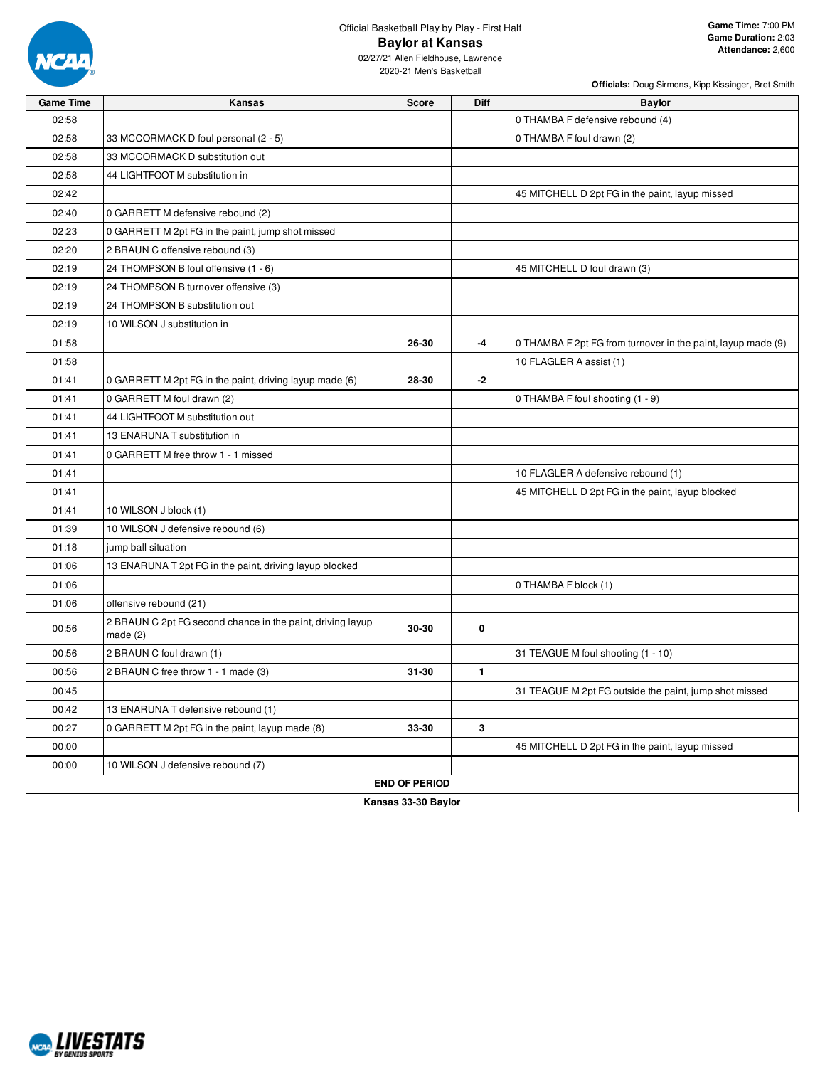Official Basketball Play by Play - First Half

# Baylor at Kansas

02/27/21 Allen Fieldhouse, Lawrence
2020-21 Men's Basketball

**Game Time:** 7:00 PM
**Game Duration:** 2:03
**Attendance:** 2,600

**Officials:** Doug Sirmons, Kipp Kissinger, Bret Smith

| Game Time | Kansas | Score | Diff | Baylor |
|---|---|---|---|---|
| 02:58 | | | | 0 THAMBA F defensive rebound (4) |
| 02:58 | 33 MCCORMACK D foul personal (2 - 5) | | | 0 THAMBA F foul drawn (2) |
| 02:58 | 33 MCCORMACK D substitution out | | | |
| 02:58 | 44 LIGHTFOOT M substitution in | | | |
| 02:42 | | | | 45 MITCHELL D 2pt FG in the paint, layup missed |
| 02:40 | 0 GARRETT M defensive rebound (2) | | | |
| 02:23 | 0 GARRETT M 2pt FG in the paint, jump shot missed | | | |
| 02:20 | 2 BRAUN C offensive rebound (3) | | | |
| 02:19 | 24 THOMPSON B foul offensive (1 - 6) | | | 45 MITCHELL D foul drawn (3) |
| 02:19 | 24 THOMPSON B turnover offensive (3) | | | |
| 02:19 | 24 THOMPSON B substitution out | | | |
| 02:19 | 10 WILSON J substitution in | | | |
| 01:58 | | 26-30 | -4 | 0 THAMBA F 2pt FG from turnover in the paint, layup made (9) |
| 01:58 | | | | 10 FLAGLER A assist (1) |
| 01:41 | 0 GARRETT M 2pt FG in the paint, driving layup made (6) | 28-30 | -2 | |
| 01:41 | 0 GARRETT M foul drawn (2) | | | 0 THAMBA F foul shooting (1 - 9) |
| 01:41 | 44 LIGHTFOOT M substitution out | | | |
| 01:41 | 13 ENARUNA T substitution in | | | |
| 01:41 | 0 GARRETT M free throw 1 - 1 missed | | | |
| 01:41 | | | | 10 FLAGLER A defensive rebound (1) |
| 01:41 | | | | 45 MITCHELL D 2pt FG in the paint, layup blocked |
| 01:41 | 10 WILSON J block (1) | | | |
| 01:39 | 10 WILSON J defensive rebound (6) | | | |
| 01:18 | jump ball situation | | | |
| 01:06 | 13 ENARUNA T 2pt FG in the paint, driving layup blocked | | | |
| 01:06 | | | | 0 THAMBA F block (1) |
| 01:06 | offensive rebound (21) | | | |
| 00:56 | 2 BRAUN C 2pt FG second chance in the paint, driving layup made (2) | 30-30 | 0 | |
| 00:56 | 2 BRAUN C foul drawn (1) | | | 31 TEAGUE M foul shooting (1 - 10) |
| 00:56 | 2 BRAUN C free throw 1 - 1 made (3) | 31-30 | 1 | |
| 00:45 | | | | 31 TEAGUE M 2pt FG outside the paint, jump shot missed |
| 00:42 | 13 ENARUNA T defensive rebound (1) | | | |
| 00:27 | 0 GARRETT M 2pt FG in the paint, layup made (8) | 33-30 | 3 | |
| 00:00 | | | | 45 MITCHELL D 2pt FG in the paint, layup missed |
| 00:00 | 10 WILSON J defensive rebound (7) | | | |

**END OF PERIOD**

**Kansas 33-30 Baylor**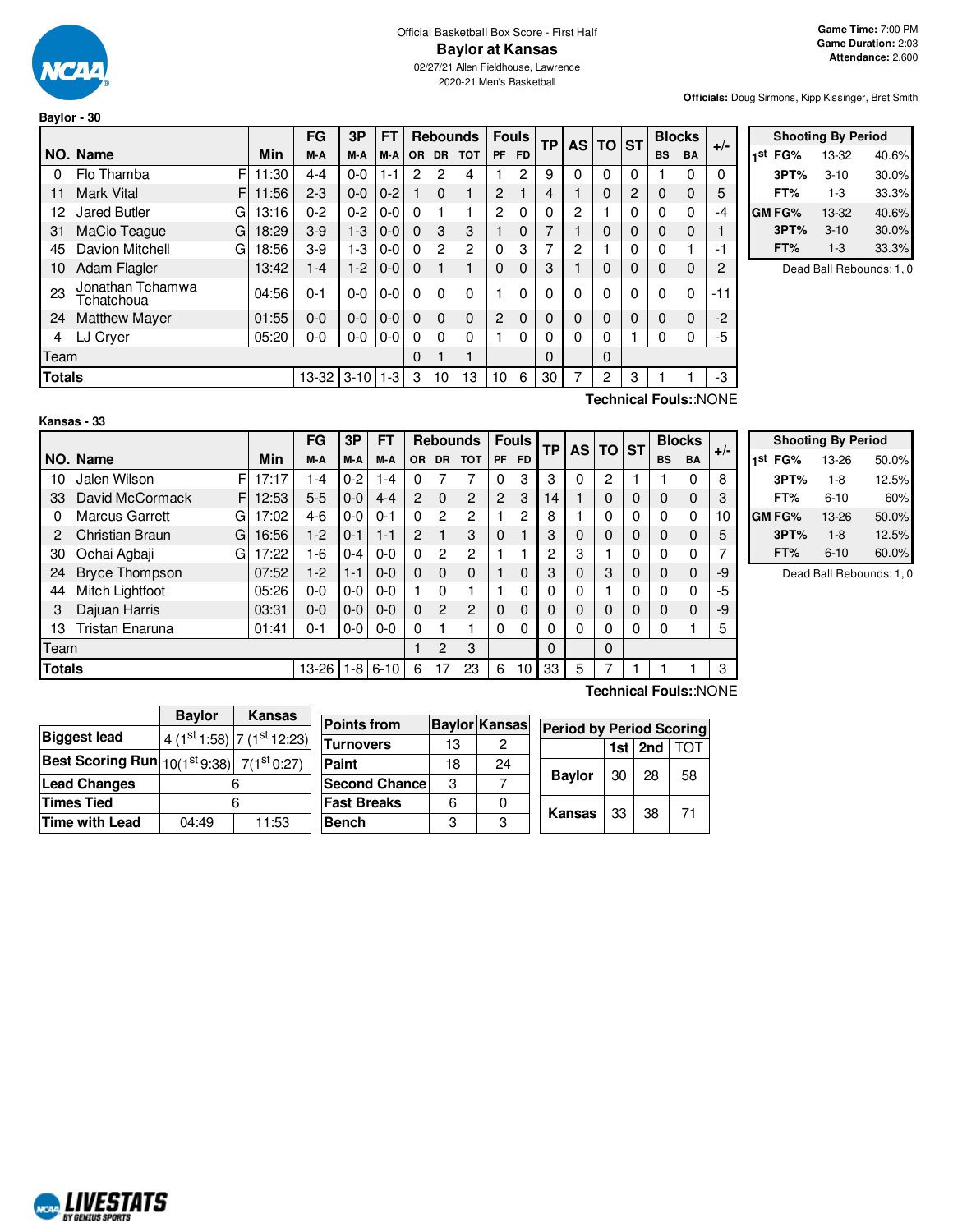Official Basketball Box Score - First Half

# Baylor at Kansas

02/27/21 Allen Fieldhouse, Lawrence
2020-21 Men's Basketball

**Game Time:** 7:00 PM
**Game Duration:** 2:03
**Attendance:** 2,600

**Officials:** Doug Sirmons, Kipp Kissinger, Bret Smith

## Baylor - 30

| NO. | Name | | Min | FG M-A | 3P M-A | FT M-A | OR | DR | TOT | PF | FD | TP | AS | TO | ST | BS | BA | +/- |
|---|---|---|---|---|---|---|---|---|---|---|---|---|---|---|---|---|---|---|
| 0 | Flo Thamba | F | 11:30 | 4-4 | 0-0 | 1-1 | 2 | 2 | 4 | 1 | 2 | 9 | 0 | 0 | 0 | 1 | 0 | 0 |
| 11 | Mark Vital | F | 11:56 | 2-3 | 0-0 | 0-2 | 1 | 0 | 1 | 2 | 1 | 4 | 1 | 0 | 2 | 0 | 0 | 5 |
| 12 | Jared Butler | G | 13:16 | 0-2 | 0-2 | 0-0 | 0 | 1 | 1 | 2 | 0 | 0 | 2 | 1 | 0 | 0 | 0 | -4 |
| 31 | MaCio Teague | G | 18:29 | 3-9 | 1-3 | 0-0 | 0 | 3 | 3 | 1 | 0 | 7 | 1 | 0 | 0 | 0 | 0 | 1 |
| 45 | Davion Mitchell | G | 18:56 | 3-9 | 1-3 | 0-0 | 0 | 2 | 2 | 0 | 3 | 7 | 2 | 1 | 0 | 0 | 1 | -1 |
| 10 | Adam Flagler | | 13:42 | 1-4 | 1-2 | 0-0 | 0 | 1 | 1 | 0 | 0 | 3 | 1 | 0 | 0 | 0 | 0 | 2 |
| 23 | Jonathan Tchamwa Tchatchoua | | 04:56 | 0-1 | 0-0 | 0-0 | 0 | 0 | 0 | 1 | 0 | 0 | 0 | 0 | 0 | 0 | 0 | -11 |
| 24 | Matthew Mayer | | 01:55 | 0-0 | 0-0 | 0-0 | 0 | 0 | 0 | 2 | 0 | 0 | 0 | 0 | 0 | 0 | 0 | -2 |
| 4 | LJ Cryer | | 05:20 | 0-0 | 0-0 | 0-0 | 0 | 0 | 0 | 1 | 0 | 0 | 0 | 0 | 1 | 0 | 0 | -5 |
| | Team | | | | | | 0 | 1 | 1 | | | 0 | | 0 | | | | |
| | **Totals** | | | 13-32 | 3-10 | 1-3 | 3 | 10 | 13 | 10 | 6 | 30 | 7 | 2 | 3 | 1 | 1 | -3 |

Technical Fouls::NONE

| Shooting By Period | | |
|---|---|---|
| 1st FG% | 13-32 | 40.6% |
| 3PT% | 3-10 | 30.0% |
| FT% | 1-3 | 33.3% |
| GM FG% | 13-32 | 40.6% |
| 3PT% | 3-10 | 30.0% |
| FT% | 1-3 | 33.3% |

Dead Ball Rebounds: 1, 0

## Kansas - 33

| NO. | Name | | Min | FG M-A | 3P M-A | FT M-A | OR | DR | TOT | PF | FD | TP | AS | TO | ST | BS | BA | +/- |
|---|---|---|---|---|---|---|---|---|---|---|---|---|---|---|---|---|---|---|
| 10 | Jalen Wilson | F | 17:17 | 1-4 | 0-2 | 1-4 | 0 | 7 | 7 | 0 | 3 | 3 | 0 | 2 | 1 | 1 | 0 | 8 |
| 33 | David McCormack | F | 12:53 | 5-5 | 0-0 | 4-4 | 2 | 0 | 2 | 2 | 3 | 14 | 1 | 0 | 0 | 0 | 0 | 3 |
| 0 | Marcus Garrett | G | 17:02 | 4-6 | 0-0 | 0-1 | 0 | 2 | 2 | 1 | 2 | 8 | 1 | 0 | 0 | 0 | 0 | 10 |
| 2 | Christian Braun | G | 16:56 | 1-2 | 0-1 | 1-1 | 2 | 1 | 3 | 0 | 1 | 3 | 0 | 0 | 0 | 0 | 0 | 5 |
| 30 | Ochai Agbaji | G | 17:22 | 1-6 | 0-4 | 0-0 | 0 | 2 | 2 | 1 | 1 | 2 | 3 | 1 | 0 | 0 | 0 | 7 |
| 24 | Bryce Thompson | | 07:52 | 1-2 | 1-1 | 0-0 | 0 | 0 | 0 | 1 | 0 | 3 | 0 | 3 | 0 | 0 | 0 | -9 |
| 44 | Mitch Lightfoot | | 05:26 | 0-0 | 0-0 | 0-0 | 1 | 0 | 1 | 1 | 0 | 0 | 0 | 1 | 0 | 0 | 0 | -5 |
| 3 | Dajuan Harris | | 03:31 | 0-0 | 0-0 | 0-0 | 0 | 2 | 2 | 0 | 0 | 0 | 0 | 0 | 0 | 0 | 0 | -9 |
| 13 | Tristan Enaruna | | 01:41 | 0-1 | 0-0 | 0-0 | 0 | 1 | 1 | 0 | 0 | 0 | 0 | 0 | 0 | 0 | 1 | 5 |
| | Team | | | | | | 1 | 2 | 3 | | | 0 | | 0 | | | | |
| | **Totals** | | | 13-26 | 1-8 | 6-10 | 6 | 17 | 23 | 6 | 10 | 33 | 5 | 7 | 1 | 1 | 1 | 3 |

Technical Fouls::NONE

| Shooting By Period | | |
|---|---|---|
| 1st FG% | 13-26 | 50.0% |
| 3PT% | 1-8 | 12.5% |
| FT% | 6-10 | 60% |
| GM FG% | 13-26 | 50.0% |
| 3PT% | 1-8 | 12.5% |
| FT% | 6-10 | 60.0% |

Dead Ball Rebounds: 1, 0

| | Baylor | Kansas |
|---|---|---|
| Biggest lead | 4 (1st 1:58) | 7 (1st 12:23) |
| Best Scoring Run | 10(1st 9:38) | 7(1st 0:27) |
| Lead Changes | 6 | |
| Times Tied | 6 | |
| Time with Lead | 04:49 | 11:53 |

| Points from | Baylor | Kansas |
|---|---|---|
| Turnovers | 13 | 2 |
| Paint | 18 | 24 |
| Second Chance | 3 | 7 |
| Fast Breaks | 6 | 0 |
| Bench | 3 | 3 |

| Period by Period Scoring | 1st | 2nd | TOT |
|---|---|---|---|
| Baylor | 30 | 28 | 58 |
| Kansas | 33 | 38 | 71 |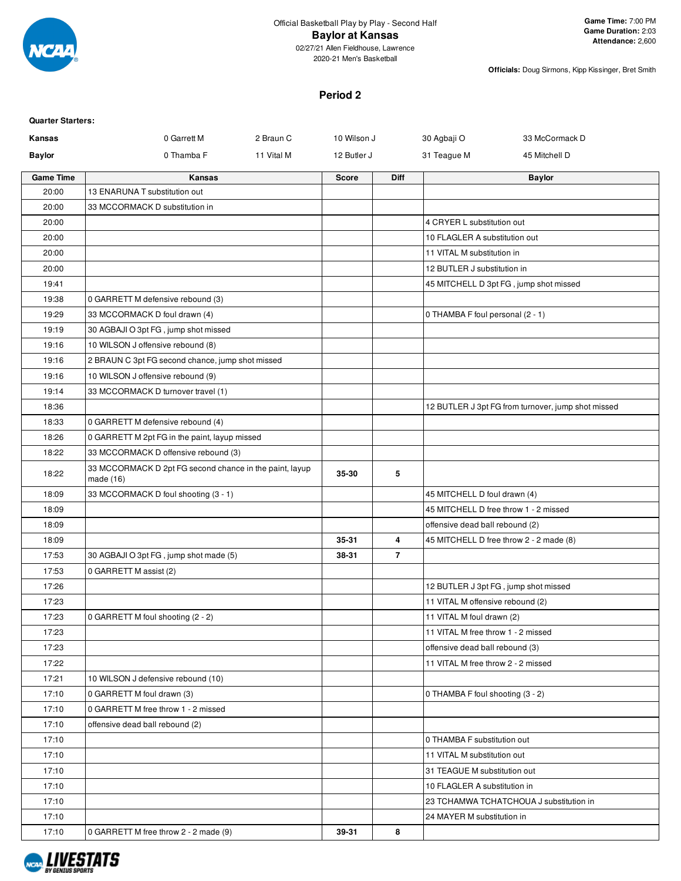Official Basketball Play by Play - Second Half

# Baylor at Kansas

02/27/21 Allen Fieldhouse, Lawrence
2020-21 Men's Basketball

**Game Time:** 7:00 PM
**Game Duration:** 2:03
**Attendance:** 2,600

**Officials:** Doug Sirmons, Kipp Kissinger, Bret Smith

## Period 2

**Quarter Starters:**

| | | | | | |
|---|---|---|---|---|---|
| **Kansas** | 0 Garrett M | 2 Braun C | 10 Wilson J | 30 Agbaji O | 33 McCormack D |
| **Baylor** | 0 Thamba F | 11 Vital M | 12 Butler J | 31 Teague M | 45 Mitchell D |

| Game Time | Kansas | Score | Diff | Baylor |
|---|---|---|---|---|
| 20:00 | 13 ENARUNA T substitution out | | | |
| 20:00 | 33 MCCORMACK D substitution in | | | |
| 20:00 | | | | 4 CRYER L substitution out |
| 20:00 | | | | 10 FLAGLER A substitution out |
| 20:00 | | | | 11 VITAL M substitution in |
| 20:00 | | | | 12 BUTLER J substitution in |
| 19:41 | | | | 45 MITCHELL D 3pt FG , jump shot missed |
| 19:38 | 0 GARRETT M defensive rebound (3) | | | |
| 19:29 | 33 MCCORMACK D foul drawn (4) | | | 0 THAMBA F foul personal (2 - 1) |
| 19:19 | 30 AGBAJI O 3pt FG , jump shot missed | | | |
| 19:16 | 10 WILSON J offensive rebound (8) | | | |
| 19:16 | 2 BRAUN C 3pt FG second chance, jump shot missed | | | |
| 19:16 | 10 WILSON J offensive rebound (9) | | | |
| 19:14 | 33 MCCORMACK D turnover travel (1) | | | |
| 18:36 | | | | 12 BUTLER J 3pt FG from turnover, jump shot missed |
| 18:33 | 0 GARRETT M defensive rebound (4) | | | |
| 18:26 | 0 GARRETT M 2pt FG in the paint, layup missed | | | |
| 18:22 | 33 MCCORMACK D offensive rebound (3) | | | |
| 18:22 | 33 MCCORMACK D 2pt FG second chance in the paint, layup made (16) | 35-30 | 5 | |
| 18:09 | 33 MCCORMACK D foul shooting (3 - 1) | | | 45 MITCHELL D foul drawn (4) |
| 18:09 | | | | 45 MITCHELL D free throw 1 - 2 missed |
| 18:09 | | | | offensive dead ball rebound (2) |
| 18:09 | | 35-31 | 4 | 45 MITCHELL D free throw 2 - 2 made (8) |
| 17:53 | 30 AGBAJI O 3pt FG , jump shot made (5) | 38-31 | 7 | |
| 17:53 | 0 GARRETT M assist (2) | | | |
| 17:26 | | | | 12 BUTLER J 3pt FG , jump shot missed |
| 17:23 | | | | 11 VITAL M offensive rebound (2) |
| 17:23 | 0 GARRETT M foul shooting (2 - 2) | | | 11 VITAL M foul drawn (2) |
| 17:23 | | | | 11 VITAL M free throw 1 - 2 missed |
| 17:23 | | | | offensive dead ball rebound (3) |
| 17:22 | | | | 11 VITAL M free throw 2 - 2 missed |
| 17:21 | 10 WILSON J defensive rebound (10) | | | |
| 17:10 | 0 GARRETT M foul drawn (3) | | | 0 THAMBA F foul shooting (3 - 2) |
| 17:10 | 0 GARRETT M free throw 1 - 2 missed | | | |
| 17:10 | offensive dead ball rebound (2) | | | |
| 17:10 | | | | 0 THAMBA F substitution out |
| 17:10 | | | | 11 VITAL M substitution out |
| 17:10 | | | | 31 TEAGUE M substitution out |
| 17:10 | | | | 10 FLAGLER A substitution in |
| 17:10 | | | | 23 TCHAMWA TCHATCHOUA J substitution in |
| 17:10 | | | | 24 MAYER M substitution in |
| 17:10 | 0 GARRETT M free throw 2 - 2 made (9) | 39-31 | 8 | |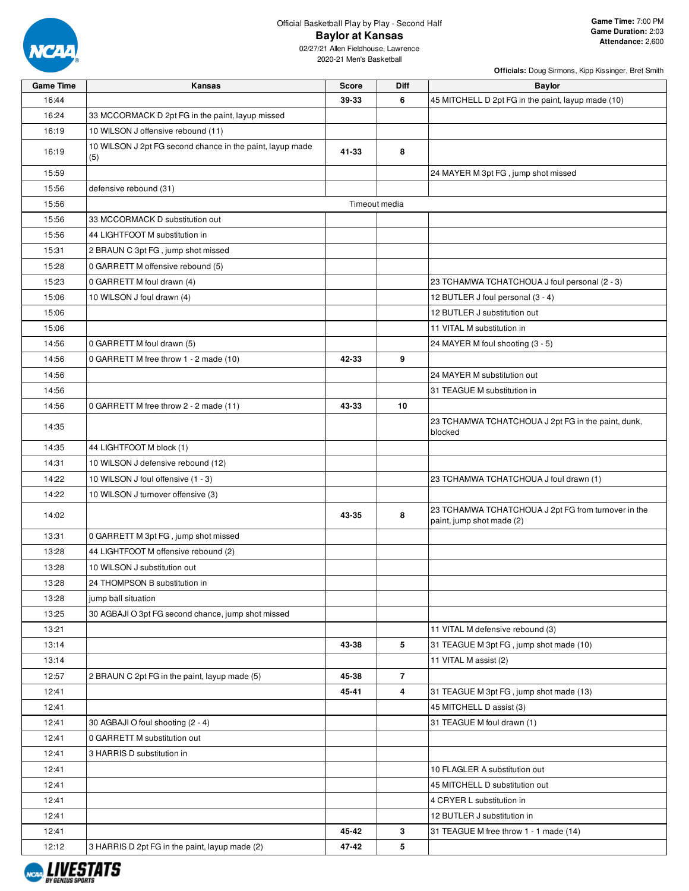Official Basketball Play by Play - Second Half

# Baylor at Kansas

02/27/21 Allen Fieldhouse, Lawrence

2020-21 Men's Basketball

**Game Time:** 7:00 PM
**Game Duration:** 2:03
**Attendance:** 2,600

**Officials:** Doug Sirmons, Kipp Kissinger, Bret Smith

| Game Time | Kansas | Score | Diff | Baylor |
|---|---|---|---|---|
| 16:44 | | 39-33 | 6 | 45 MITCHELL D 2pt FG in the paint, layup made (10) |
| 16:24 | 33 MCCORMACK D 2pt FG in the paint, layup missed | | | |
| 16:19 | 10 WILSON J offensive rebound (11) | | | |
| 16:19 | 10 WILSON J 2pt FG second chance in the paint, layup made (5) | 41-33 | 8 | |
| 15:59 | | | | 24 MAYER M 3pt FG , jump shot missed |
| 15:56 | defensive rebound (31) | | | |
| 15:56 | Timeout media | | | |
| 15:56 | 33 MCCORMACK D substitution out | | | |
| 15:56 | 44 LIGHTFOOT M substitution in | | | |
| 15:31 | 2 BRAUN C 3pt FG , jump shot missed | | | |
| 15:28 | 0 GARRETT M offensive rebound (5) | | | |
| 15:23 | 0 GARRETT M foul drawn (4) | | | 23 TCHAMWA TCHATCHOUA J foul personal (2 - 3) |
| 15:06 | 10 WILSON J foul drawn (4) | | | 12 BUTLER J foul personal (3 - 4) |
| 15:06 | | | | 12 BUTLER J substitution out |
| 15:06 | | | | 11 VITAL M substitution in |
| 14:56 | 0 GARRETT M foul drawn (5) | | | 24 MAYER M foul shooting (3 - 5) |
| 14:56 | 0 GARRETT M free throw 1 - 2 made (10) | 42-33 | 9 | |
| 14:56 | | | | 24 MAYER M substitution out |
| 14:56 | | | | 31 TEAGUE M substitution in |
| 14:56 | 0 GARRETT M free throw 2 - 2 made (11) | 43-33 | 10 | |
| 14:35 | | | | 23 TCHAMWA TCHATCHOUA J 2pt FG in the paint, dunk, blocked |
| 14:35 | 44 LIGHTFOOT M block (1) | | | |
| 14:31 | 10 WILSON J defensive rebound (12) | | | |
| 14:22 | 10 WILSON J foul offensive (1 - 3) | | | 23 TCHAMWA TCHATCHOUA J foul drawn (1) |
| 14:22 | 10 WILSON J turnover offensive (3) | | | |
| 14:02 | | 43-35 | 8 | 23 TCHAMWA TCHATCHOUA J 2pt FG from turnover in the paint, jump shot made (2) |
| 13:31 | 0 GARRETT M 3pt FG , jump shot missed | | | |
| 13:28 | 44 LIGHTFOOT M offensive rebound (2) | | | |
| 13:28 | 10 WILSON J substitution out | | | |
| 13:28 | 24 THOMPSON B substitution in | | | |
| 13:28 | jump ball situation | | | |
| 13:25 | 30 AGBAJI O 3pt FG second chance, jump shot missed | | | |
| 13:21 | | | | 11 VITAL M defensive rebound (3) |
| 13:14 | | 43-38 | 5 | 31 TEAGUE M 3pt FG , jump shot made (10) |
| 13:14 | | | | 11 VITAL M assist (2) |
| 12:57 | 2 BRAUN C 2pt FG in the paint, layup made (5) | 45-38 | 7 | |
| 12:41 | | 45-41 | 4 | 31 TEAGUE M 3pt FG , jump shot made (13) |
| 12:41 | | | | 45 MITCHELL D assist (3) |
| 12:41 | 30 AGBAJI O foul shooting (2 - 4) | | | 31 TEAGUE M foul drawn (1) |
| 12:41 | 0 GARRETT M substitution out | | | |
| 12:41 | 3 HARRIS D substitution in | | | |
| 12:41 | | | | 10 FLAGLER A substitution out |
| 12:41 | | | | 45 MITCHELL D substitution out |
| 12:41 | | | | 4 CRYER L substitution in |
| 12:41 | | | | 12 BUTLER J substitution in |
| 12:41 | | 45-42 | 3 | 31 TEAGUE M free throw 1 - 1 made (14) |
| 12:12 | 3 HARRIS D 2pt FG in the paint, layup made (2) | 47-42 | 5 | |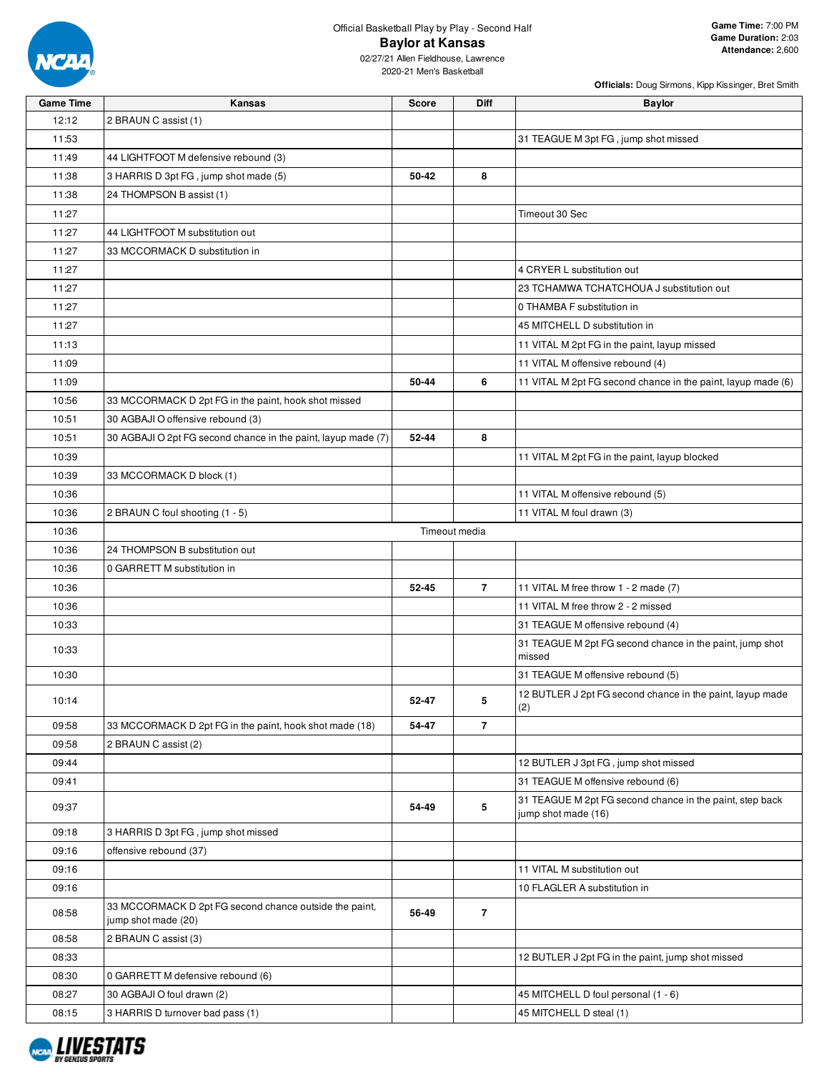Official Basketball Play by Play - Second Half

# Baylor at Kansas

02/27/21 Allen Fieldhouse, Lawrence
2020-21 Men's Basketball

**Game Time:** 7:00 PM
**Game Duration:** 2:03
**Attendance:** 2,600

**Officials:** Doug Sirmons, Kipp Kissinger, Bret Smith

| Game Time | Kansas | Score | Diff | Baylor |
|---|---|---|---|---|
| 12:12 | 2 BRAUN C assist (1) | | | |
| 11:53 | | | | 31 TEAGUE M 3pt FG , jump shot missed |
| 11:49 | 44 LIGHTFOOT M defensive rebound (3) | | | |
| 11:38 | 3 HARRIS D 3pt FG , jump shot made (5) | 50-42 | 8 | |
| 11:38 | 24 THOMPSON B assist (1) | | | |
| 11:27 | | | | Timeout 30 Sec |
| 11:27 | 44 LIGHTFOOT M substitution out | | | |
| 11:27 | 33 MCCORMACK D substitution in | | | |
| 11:27 | | | | 4 CRYER L substitution out |
| 11:27 | | | | 23 TCHAMWA TCHATCHOUA J substitution out |
| 11:27 | | | | 0 THAMBA F substitution in |
| 11:27 | | | | 45 MITCHELL D substitution in |
| 11:13 | | | | 11 VITAL M 2pt FG in the paint, layup missed |
| 11:09 | | | | 11 VITAL M offensive rebound (4) |
| 11:09 | | 50-44 | 6 | 11 VITAL M 2pt FG second chance in the paint, layup made (6) |
| 10:56 | 33 MCCORMACK D 2pt FG in the paint, hook shot missed | | | |
| 10:51 | 30 AGBAJI O offensive rebound (3) | | | |
| 10:51 | 30 AGBAJI O 2pt FG second chance in the paint, layup made (7) | 52-44 | 8 | |
| 10:39 | | | | 11 VITAL M 2pt FG in the paint, layup blocked |
| 10:39 | 33 MCCORMACK D block (1) | | | |
| 10:36 | | | | 11 VITAL M offensive rebound (5) |
| 10:36 | 2 BRAUN C foul shooting (1 - 5) | | | 11 VITAL M foul drawn (3) |
| 10:36 | Timeout media | | | |
| 10:36 | 24 THOMPSON B substitution out | | | |
| 10:36 | 0 GARRETT M substitution in | | | |
| 10:36 | | 52-45 | 7 | 11 VITAL M free throw 1 - 2 made (7) |
| 10:36 | | | | 11 VITAL M free throw 2 - 2 missed |
| 10:33 | | | | 31 TEAGUE M offensive rebound (4) |
| 10:33 | | | | 31 TEAGUE M 2pt FG second chance in the paint, jump shot missed |
| 10:30 | | | | 31 TEAGUE M offensive rebound (5) |
| 10:14 | | 52-47 | 5 | 12 BUTLER J 2pt FG second chance in the paint, layup made (2) |
| 09:58 | 33 MCCORMACK D 2pt FG in the paint, hook shot made (18) | 54-47 | 7 | |
| 09:58 | 2 BRAUN C assist (2) | | | |
| 09:44 | | | | 12 BUTLER J 3pt FG , jump shot missed |
| 09:41 | | | | 31 TEAGUE M offensive rebound (6) |
| 09:37 | | 54-49 | 5 | 31 TEAGUE M 2pt FG second chance in the paint, step back jump shot made (16) |
| 09:18 | 3 HARRIS D 3pt FG , jump shot missed | | | |
| 09:16 | offensive rebound (37) | | | |
| 09:16 | | | | 11 VITAL M substitution out |
| 09:16 | | | | 10 FLAGLER A substitution in |
| 08:58 | 33 MCCORMACK D 2pt FG second chance outside the paint, jump shot made (20) | 56-49 | 7 | |
| 08:58 | 2 BRAUN C assist (3) | | | |
| 08:33 | | | | 12 BUTLER J 2pt FG in the paint, jump shot missed |
| 08:30 | 0 GARRETT M defensive rebound (6) | | | |
| 08:27 | 30 AGBAJI O foul drawn (2) | | | 45 MITCHELL D foul personal (1 - 6) |
| 08:15 | 3 HARRIS D turnover bad pass (1) | | | 45 MITCHELL D steal (1) |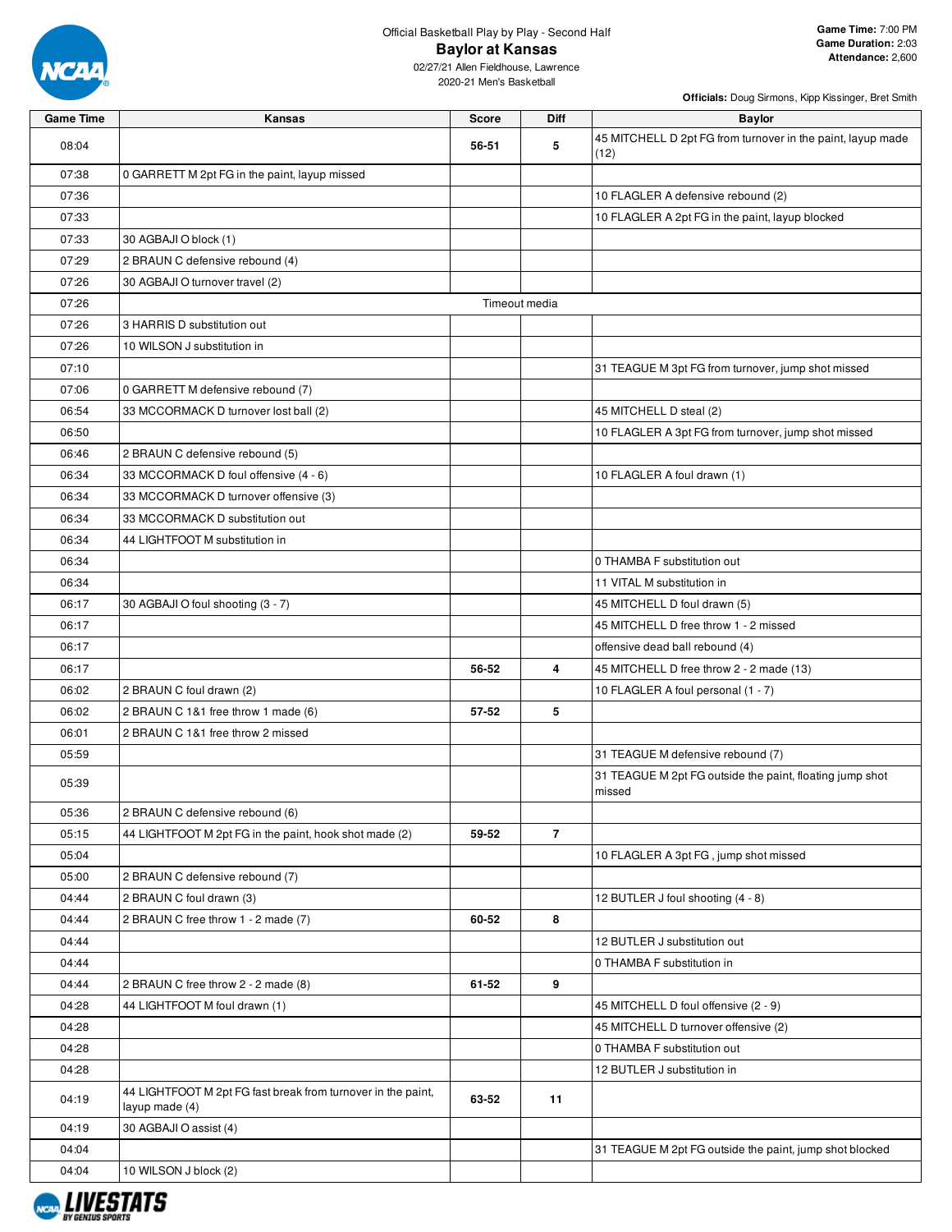Official Basketball Play by Play - Second Half

# Baylor at Kansas

02/27/21 Allen Fieldhouse, Lawrence
2020-21 Men's Basketball

**Game Time:** 7:00 PM
**Game Duration:** 2:03
**Attendance:** 2,600

**Officials:** Doug Sirmons, Kipp Kissinger, Bret Smith

| Game Time | Kansas | Score | Diff | Baylor |
|---|---|---|---|---|
| 08:04 | | 56-51 | 5 | 45 MITCHELL D 2pt FG from turnover in the paint, layup made (12) |
| 07:38 | 0 GARRETT M 2pt FG in the paint, layup missed | | | |
| 07:36 | | | | 10 FLAGLER A defensive rebound (2) |
| 07:33 | | | | 10 FLAGLER A 2pt FG in the paint, layup blocked |
| 07:33 | 30 AGBAJI O block (1) | | | |
| 07:29 | 2 BRAUN C defensive rebound (4) | | | |
| 07:26 | 30 AGBAJI O turnover travel (2) | | | |
| 07:26 | | Timeout media | | |
| 07:26 | 3 HARRIS D substitution out | | | |
| 07:26 | 10 WILSON J substitution in | | | |
| 07:10 | | | | 31 TEAGUE M 3pt FG from turnover, jump shot missed |
| 07:06 | 0 GARRETT M defensive rebound (7) | | | |
| 06:54 | 33 MCCORMACK D turnover lost ball (2) | | | 45 MITCHELL D steal (2) |
| 06:50 | | | | 10 FLAGLER A 3pt FG from turnover, jump shot missed |
| 06:46 | 2 BRAUN C defensive rebound (5) | | | |
| 06:34 | 33 MCCORMACK D foul offensive (4 - 6) | | | 10 FLAGLER A foul drawn (1) |
| 06:34 | 33 MCCORMACK D turnover offensive (3) | | | |
| 06:34 | 33 MCCORMACK D substitution out | | | |
| 06:34 | 44 LIGHTFOOT M substitution in | | | |
| 06:34 | | | | 0 THAMBA F substitution out |
| 06:34 | | | | 11 VITAL M substitution in |
| 06:17 | 30 AGBAJI O foul shooting (3 - 7) | | | 45 MITCHELL D foul drawn (5) |
| 06:17 | | | | 45 MITCHELL D free throw 1 - 2 missed |
| 06:17 | | | | offensive dead ball rebound (4) |
| 06:17 | | 56-52 | 4 | 45 MITCHELL D free throw 2 - 2 made (13) |
| 06:02 | 2 BRAUN C foul drawn (2) | | | 10 FLAGLER A foul personal (1 - 7) |
| 06:02 | 2 BRAUN C 1&1 free throw 1 made (6) | 57-52 | 5 | |
| 06:01 | 2 BRAUN C 1&1 free throw 2 missed | | | |
| 05:59 | | | | 31 TEAGUE M defensive rebound (7) |
| 05:39 | | | | 31 TEAGUE M 2pt FG outside the paint, floating jump shot missed |
| 05:36 | 2 BRAUN C defensive rebound (6) | | | |
| 05:15 | 44 LIGHTFOOT M 2pt FG in the paint, hook shot made (2) | 59-52 | 7 | |
| 05:04 | | | | 10 FLAGLER A 3pt FG , jump shot missed |
| 05:00 | 2 BRAUN C defensive rebound (7) | | | |
| 04:44 | 2 BRAUN C foul drawn (3) | | | 12 BUTLER J foul shooting (4 - 8) |
| 04:44 | 2 BRAUN C free throw 1 - 2 made (7) | 60-52 | 8 | |
| 04:44 | | | | 12 BUTLER J substitution out |
| 04:44 | | | | 0 THAMBA F substitution in |
| 04:44 | 2 BRAUN C free throw 2 - 2 made (8) | 61-52 | 9 | |
| 04:28 | 44 LIGHTFOOT M foul drawn (1) | | | 45 MITCHELL D foul offensive (2 - 9) |
| 04:28 | | | | 45 MITCHELL D turnover offensive (2) |
| 04:28 | | | | 0 THAMBA F substitution out |
| 04:28 | | | | 12 BUTLER J substitution in |
| 04:19 | 44 LIGHTFOOT M 2pt FG fast break from turnover in the paint, layup made (4) | 63-52 | 11 | |
| 04:19 | 30 AGBAJI O assist (4) | | | |
| 04:04 | | | | 31 TEAGUE M 2pt FG outside the paint, jump shot blocked |
| 04:04 | 10 WILSON J block (2) | | | |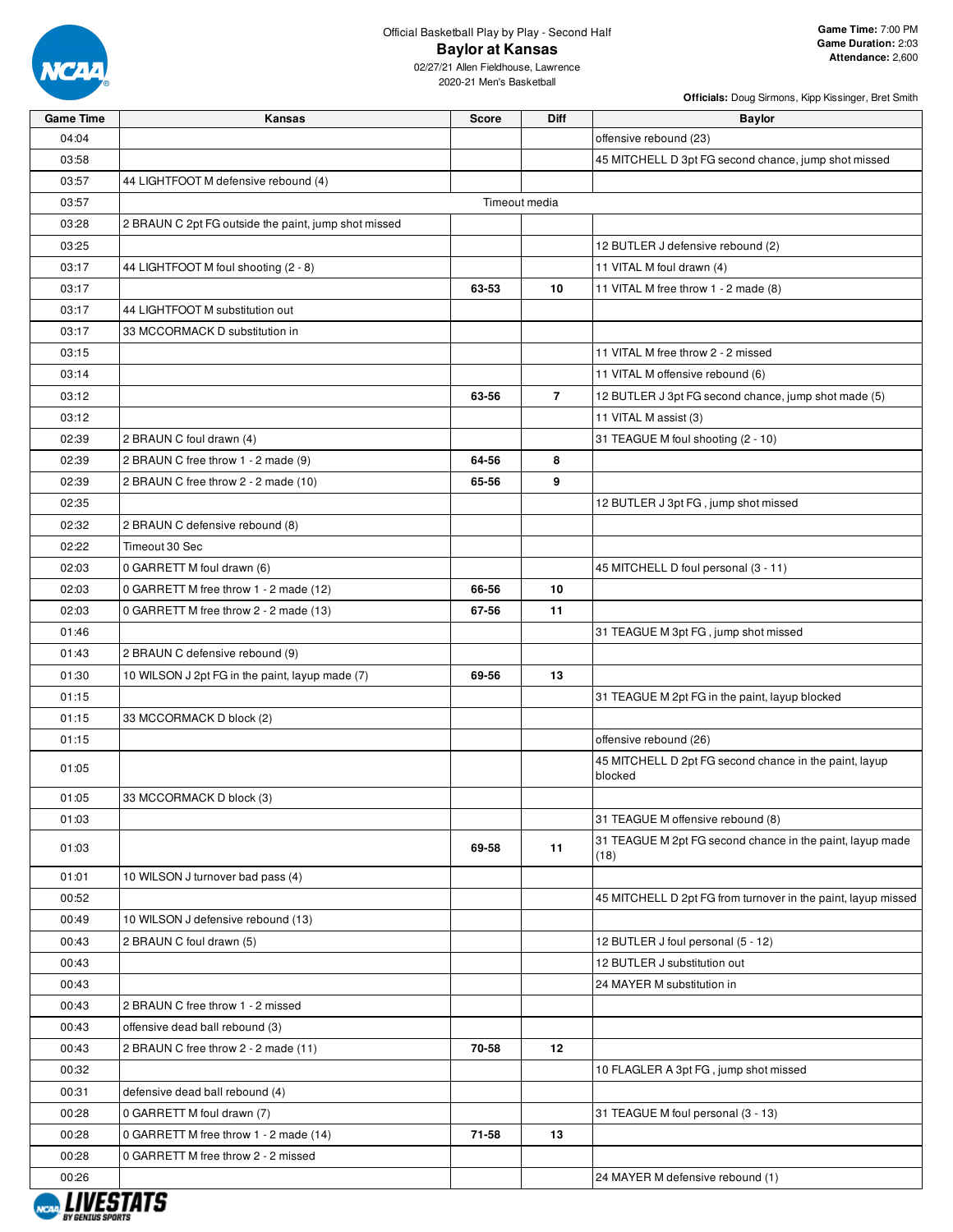Official Basketball Play by Play - Second Half

# Baylor at Kansas

02/27/21 Allen Fieldhouse, Lawrence
2020-21 Men's Basketball

**Game Time:** 7:00 PM
**Game Duration:** 2:03
**Attendance:** 2,600

**Officials:** Doug Sirmons, Kipp Kissinger, Bret Smith

| Game Time | Kansas | Score | Diff | Baylor |
|---|---|---|---|---|
| 04:04 | | | | offensive rebound (23) |
| 03:58 | | | | 45 MITCHELL D 3pt FG second chance, jump shot missed |
| 03:57 | 44 LIGHTFOOT M defensive rebound (4) | | | |
| 03:57 | Timeout media | | | |
| 03:28 | 2 BRAUN C 2pt FG outside the paint, jump shot missed | | | |
| 03:25 | | | | 12 BUTLER J defensive rebound (2) |
| 03:17 | 44 LIGHTFOOT M foul shooting (2 - 8) | | | 11 VITAL M foul drawn (4) |
| 03:17 | | 63-53 | 10 | 11 VITAL M free throw 1 - 2 made (8) |
| 03:17 | 44 LIGHTFOOT M substitution out | | | |
| 03:17 | 33 MCCORMACK D substitution in | | | |
| 03:15 | | | | 11 VITAL M free throw 2 - 2 missed |
| 03:14 | | | | 11 VITAL M offensive rebound (6) |
| 03:12 | | 63-56 | 7 | 12 BUTLER J 3pt FG second chance, jump shot made (5) |
| 03:12 | | | | 11 VITAL M assist (3) |
| 02:39 | 2 BRAUN C foul drawn (4) | | | 31 TEAGUE M foul shooting (2 - 10) |
| 02:39 | 2 BRAUN C free throw 1 - 2 made (9) | 64-56 | 8 | |
| 02:39 | 2 BRAUN C free throw 2 - 2 made (10) | 65-56 | 9 | |
| 02:35 | | | | 12 BUTLER J 3pt FG , jump shot missed |
| 02:32 | 2 BRAUN C defensive rebound (8) | | | |
| 02:22 | Timeout 30 Sec | | | |
| 02:03 | 0 GARRETT M foul drawn (6) | | | 45 MITCHELL D foul personal (3 - 11) |
| 02:03 | 0 GARRETT M free throw 1 - 2 made (12) | 66-56 | 10 | |
| 02:03 | 0 GARRETT M free throw 2 - 2 made (13) | 67-56 | 11 | |
| 01:46 | | | | 31 TEAGUE M 3pt FG , jump shot missed |
| 01:43 | 2 BRAUN C defensive rebound (9) | | | |
| 01:30 | 10 WILSON J 2pt FG in the paint, layup made (7) | 69-56 | 13 | |
| 01:15 | | | | 31 TEAGUE M 2pt FG in the paint, layup blocked |
| 01:15 | 33 MCCORMACK D block (2) | | | |
| 01:15 | | | | offensive rebound (26) |
| 01:05 | | | | 45 MITCHELL D 2pt FG second chance in the paint, layup blocked |
| 01:05 | 33 MCCORMACK D block (3) | | | |
| 01:03 | | | | 31 TEAGUE M offensive rebound (8) |
| 01:03 | | 69-58 | 11 | 31 TEAGUE M 2pt FG second chance in the paint, layup made (18) |
| 01:01 | 10 WILSON J turnover bad pass (4) | | | |
| 00:52 | | | | 45 MITCHELL D 2pt FG from turnover in the paint, layup missed |
| 00:49 | 10 WILSON J defensive rebound (13) | | | |
| 00:43 | 2 BRAUN C foul drawn (5) | | | 12 BUTLER J foul personal (5 - 12) |
| 00:43 | | | | 12 BUTLER J substitution out |
| 00:43 | | | | 24 MAYER M substitution in |
| 00:43 | 2 BRAUN C free throw 1 - 2 missed | | | |
| 00:43 | offensive dead ball rebound (3) | | | |
| 00:43 | 2 BRAUN C free throw 2 - 2 made (11) | 70-58 | 12 | |
| 00:32 | | | | 10 FLAGLER A 3pt FG , jump shot missed |
| 00:31 | defensive dead ball rebound (4) | | | |
| 00:28 | 0 GARRETT M foul drawn (7) | | | 31 TEAGUE M foul personal (3 - 13) |
| 00:28 | 0 GARRETT M free throw 1 - 2 made (14) | 71-58 | 13 | |
| 00:28 | 0 GARRETT M free throw 2 - 2 missed | | | |
| 00:26 | | | | 24 MAYER M defensive rebound (1) |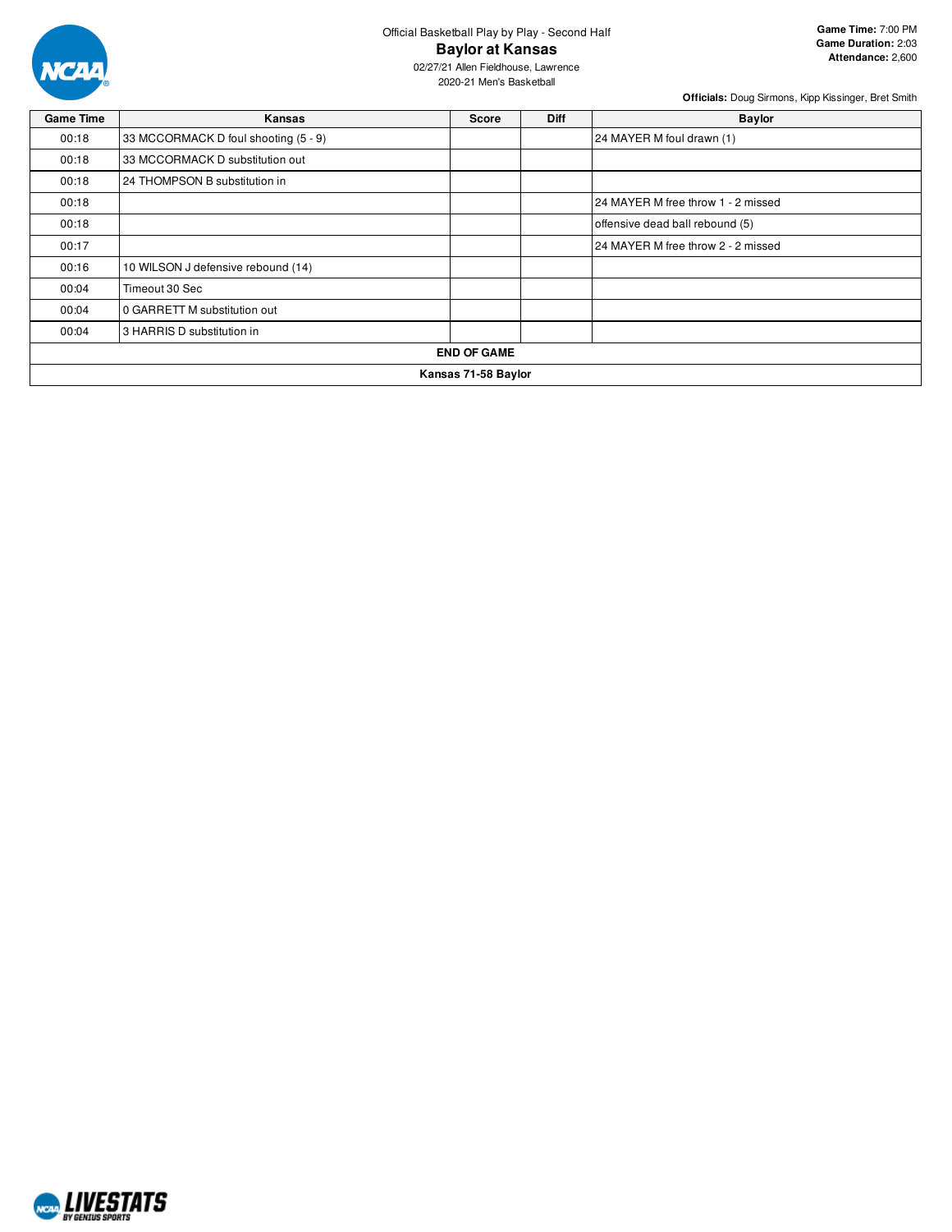Official Basketball Play by Play - Second Half

# Baylor at Kansas

02/27/21 Allen Fieldhouse, Lawrence
2020-21 Men's Basketball

**Game Time:** 7:00 PM
**Game Duration:** 2:03
**Attendance:** 2,600

**Officials:** Doug Sirmons, Kipp Kissinger, Bret Smith

| Game Time | Kansas | Score | Diff | Baylor |
|---|---|---|---|---|
| 00:18 | 33 MCCORMACK D foul shooting (5 - 9) | | | 24 MAYER M foul drawn (1) |
| 00:18 | 33 MCCORMACK D substitution out | | | |
| 00:18 | 24 THOMPSON B substitution in | | | |
| 00:18 | | | | 24 MAYER M free throw 1 - 2 missed |
| 00:18 | | | | offensive dead ball rebound (5) |
| 00:17 | | | | 24 MAYER M free throw 2 - 2 missed |
| 00:16 | 10 WILSON J defensive rebound (14) | | | |
| 00:04 | Timeout 30 Sec | | | |
| 00:04 | 0 GARRETT M substitution out | | | |
| 00:04 | 3 HARRIS D substitution in | | | |
| **END OF GAME** | | | | |
| **Kansas 71-58 Baylor** | | | | |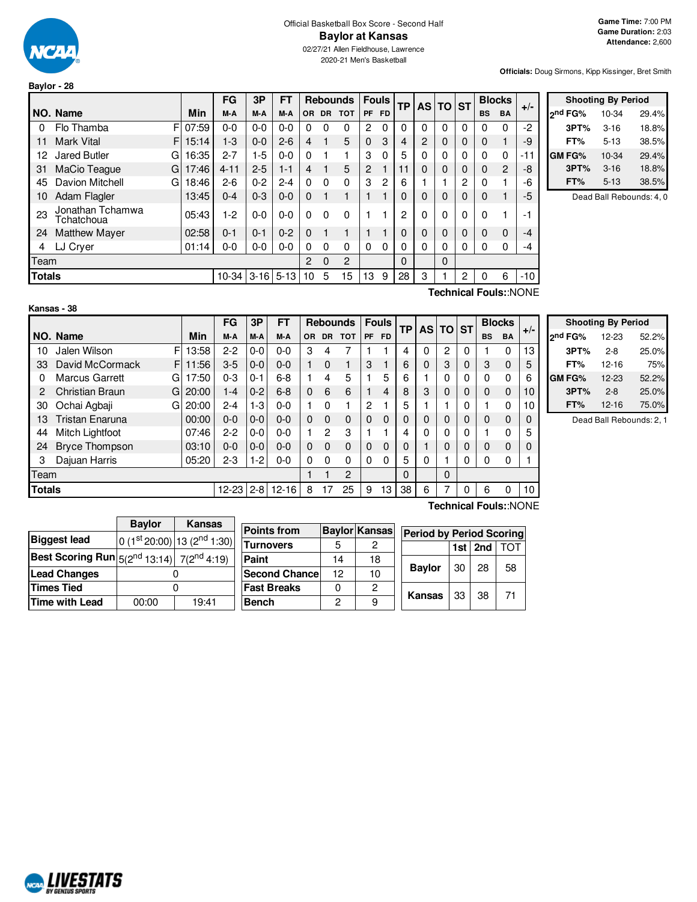Official Basketball Box Score - Second Half

# Baylor at Kansas

02/27/21 Allen Fieldhouse, Lawrence

2020-21 Men's Basketball

**Game Time:** 7:00 PM
**Game Duration:** 2:03
**Attendance:** 2,600

**Officials:** Doug Sirmons, Kipp Kissinger, Bret Smith

## Baylor - 28

| NO. | Name | | Min | FG M-A | 3P M-A | FT M-A | OR | DR | TOT | PF | FD | TP | AS | TO | ST | BS | BA | +/- |
|---|---|---|---|---|---|---|---|---|---|---|---|---|---|---|---|---|---|---|
| 0 | Flo Thamba | F | 07:59 | 0-0 | 0-0 | 0-0 | 0 | 0 | 0 | 2 | 0 | 0 | 0 | 0 | 0 | 0 | 0 | -2 |
| 11 | Mark Vital | F | 15:14 | 1-3 | 0-0 | 2-6 | 4 | 1 | 5 | 0 | 3 | 4 | 2 | 0 | 0 | 0 | 1 | -9 |
| 12 | Jared Butler | G | 16:35 | 2-7 | 1-5 | 0-0 | 0 | 1 | 1 | 3 | 0 | 5 | 0 | 0 | 0 | 0 | 0 | -11 |
| 31 | MaCio Teague | G | 17:46 | 4-11 | 2-5 | 1-1 | 4 | 1 | 5 | 2 | 1 | 11 | 0 | 0 | 0 | 0 | 2 | -8 |
| 45 | Davion Mitchell | G | 18:46 | 2-6 | 0-2 | 2-4 | 0 | 0 | 0 | 3 | 2 | 6 | 1 | 1 | 2 | 0 | 1 | -6 |
| 10 | Adam Flagler | | 13:45 | 0-4 | 0-3 | 0-0 | 0 | 1 | 1 | 1 | 1 | 0 | 0 | 0 | 0 | 0 | 1 | -5 |
| 23 | Jonathan Tchamwa Tchatchoua | | 05:43 | 1-2 | 0-0 | 0-0 | 0 | 0 | 0 | 1 | 1 | 2 | 0 | 0 | 0 | 0 | 1 | -1 |
| 24 | Matthew Mayer | | 02:58 | 0-1 | 0-1 | 0-2 | 0 | 1 | 1 | 1 | 1 | 0 | 0 | 0 | 0 | 0 | 0 | -4 |
| 4 | LJ Cryer | | 01:14 | 0-0 | 0-0 | 0-0 | 0 | 0 | 0 | 0 | 0 | 0 | 0 | 0 | 0 | 0 | 0 | -4 |
| | Team | | | | | | 2 | 0 | 2 | | | 0 | | 0 | | | | |
| | **Totals** | | | 10-34 | 3-16 | 5-13 | 10 | 5 | 15 | 13 | 9 | 28 | 3 | 1 | 2 | 0 | 6 | -10 |

**Technical Fouls:**:NONE

| Shooting By Period | | |
|---|---|---|
| 2nd FG% | 10-34 | 29.4% |
| 3PT% | 3-16 | 18.8% |
| FT% | 5-13 | 38.5% |
| GM FG% | 10-34 | 29.4% |
| 3PT% | 3-16 | 18.8% |
| FT% | 5-13 | 38.5% |

Dead Ball Rebounds: 4, 0

## Kansas - 38

| NO. | Name | | Min | FG M-A | 3P M-A | FT M-A | OR | DR | TOT | PF | FD | TP | AS | TO | ST | BS | BA | +/- |
|---|---|---|---|---|---|---|---|---|---|---|---|---|---|---|---|---|---|---|
| 10 | Jalen Wilson | F | 13:58 | 2-2 | 0-0 | 0-0 | 3 | 4 | 7 | 1 | 1 | 4 | 0 | 2 | 0 | 1 | 0 | 13 |
| 33 | David McCormack | F | 11:56 | 3-5 | 0-0 | 0-0 | 1 | 0 | 1 | 3 | 1 | 6 | 0 | 3 | 0 | 3 | 0 | 5 |
| 0 | Marcus Garrett | G | 17:50 | 0-3 | 0-1 | 6-8 | 1 | 4 | 5 | 1 | 5 | 6 | 1 | 0 | 0 | 0 | 0 | 6 |
| 2 | Christian Braun | G | 20:00 | 1-4 | 0-2 | 6-8 | 0 | 6 | 6 | 1 | 4 | 8 | 3 | 0 | 0 | 0 | 0 | 10 |
| 30 | Ochai Agbaji | G | 20:00 | 2-4 | 1-3 | 0-0 | 1 | 0 | 1 | 2 | 1 | 5 | 1 | 1 | 0 | 1 | 0 | 10 |
| 13 | Tristan Enaruna | | 00:00 | 0-0 | 0-0 | 0-0 | 0 | 0 | 0 | 0 | 0 | 0 | 0 | 0 | 0 | 0 | 0 | 0 |
| 44 | Mitch Lightfoot | | 07:46 | 2-2 | 0-0 | 0-0 | 1 | 2 | 3 | 1 | 1 | 4 | 0 | 0 | 0 | 1 | 0 | 5 |
| 24 | Bryce Thompson | | 03:10 | 0-0 | 0-0 | 0-0 | 0 | 0 | 0 | 0 | 0 | 0 | 1 | 0 | 0 | 0 | 0 | 0 |
| 3 | Dajuan Harris | | 05:20 | 2-3 | 1-2 | 0-0 | 0 | 0 | 0 | 0 | 0 | 5 | 0 | 1 | 0 | 0 | 0 | 1 |
| | Team | | | | | | 1 | 1 | 2 | | | 0 | | 0 | | | | |
| | **Totals** | | | 12-23 | 2-8 | 12-16 | 8 | 17 | 25 | 9 | 13 | 38 | 6 | 7 | 0 | 6 | 0 | 10 |

**Technical Fouls:**:NONE

| Shooting By Period | | |
|---|---|---|
| 2nd FG% | 12-23 | 52.2% |
| 3PT% | 2-8 | 25.0% |
| FT% | 12-16 | 75% |
| GM FG% | 12-23 | 52.2% |
| 3PT% | 2-8 | 25.0% |
| FT% | 12-16 | 75.0% |

Dead Ball Rebounds: 2, 1

| | Baylor | Kansas |
|---|---|---|
| Biggest lead | 0 (1st 20:00) | 13 (2nd 1:30) |
| Best Scoring Run | 5(2nd 13:14) | 7(2nd 4:19) |
| Lead Changes | 0 | |
| Times Tied | 0 | |
| Time with Lead | 00:00 | 19:41 |

| Points from | Baylor | Kansas |
|---|---|---|
| Turnovers | 5 | 2 |
| Paint | 14 | 18 |
| Second Chance | 12 | 10 |
| Fast Breaks | 0 | 2 |
| Bench | 2 | 9 |

| Period by Period Scoring | 1st | 2nd | TOT |
|---|---|---|---|
| Baylor | 30 | 28 | 58 |
| Kansas | 33 | 38 | 71 |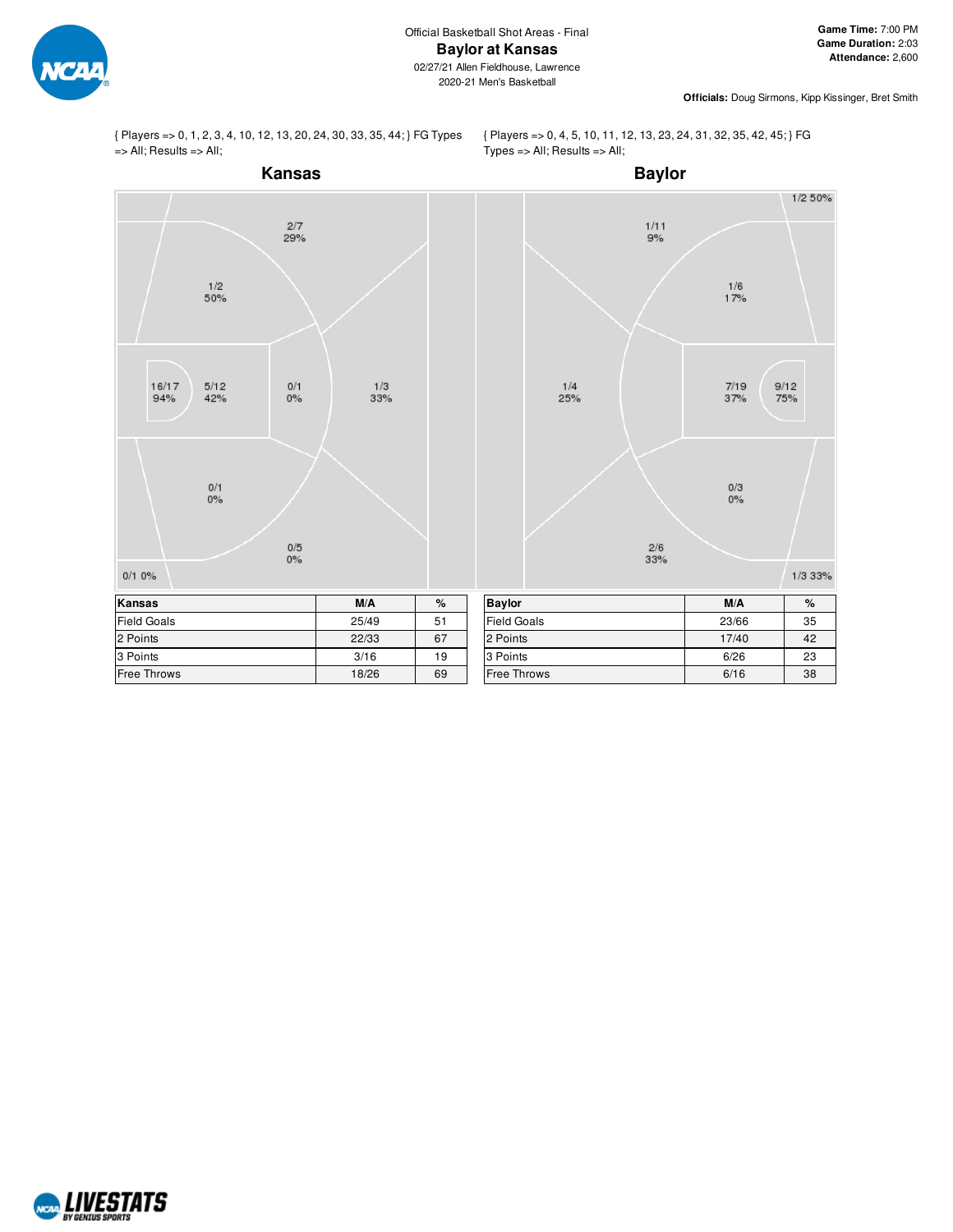Official Basketball Shot Areas - Final

# Baylor at Kansas

02/27/21 Allen Fieldhouse, Lawrence

2020-21 Men's Basketball

**Game Time:** 7:00 PM
**Game Duration:** 2:03
**Attendance:** 2,600

**Officials:** Doug Sirmons, Kipp Kissinger, Bret Smith

{ Players => 0, 1, 2, 3, 4, 10, 12, 13, 20, 24, 30, 33, 35, 44; } FG Types => All; Results => All;

{ Players => 0, 4, 5, 10, 11, 12, 13, 23, 24, 31, 32, 35, 42, 45; } FG Types => All; Results => All;

## Kansas

2/7 29%

1/2 50%

16/17 94%

5/12 42%

0/1 0%

1/3 33%

0/1 0%

0/5 0%

0/1 0%

## Baylor

1/2 50%

1/11 9%

1/6 17%

1/4 25%

7/19 37%

9/12 75%

0/3 0%

2/6 33%

1/3 33%

| Kansas | M/A | % |
|---|---|---|
| Field Goals | 25/49 | 51 |
| 2 Points | 22/33 | 67 |
| 3 Points | 3/16 | 19 |
| Free Throws | 18/26 | 69 |

| Baylor | M/A | % |
|---|---|---|
| Field Goals | 23/66 | 35 |
| 2 Points | 17/40 | 42 |
| 3 Points | 6/26 | 23 |
| Free Throws | 6/16 | 38 |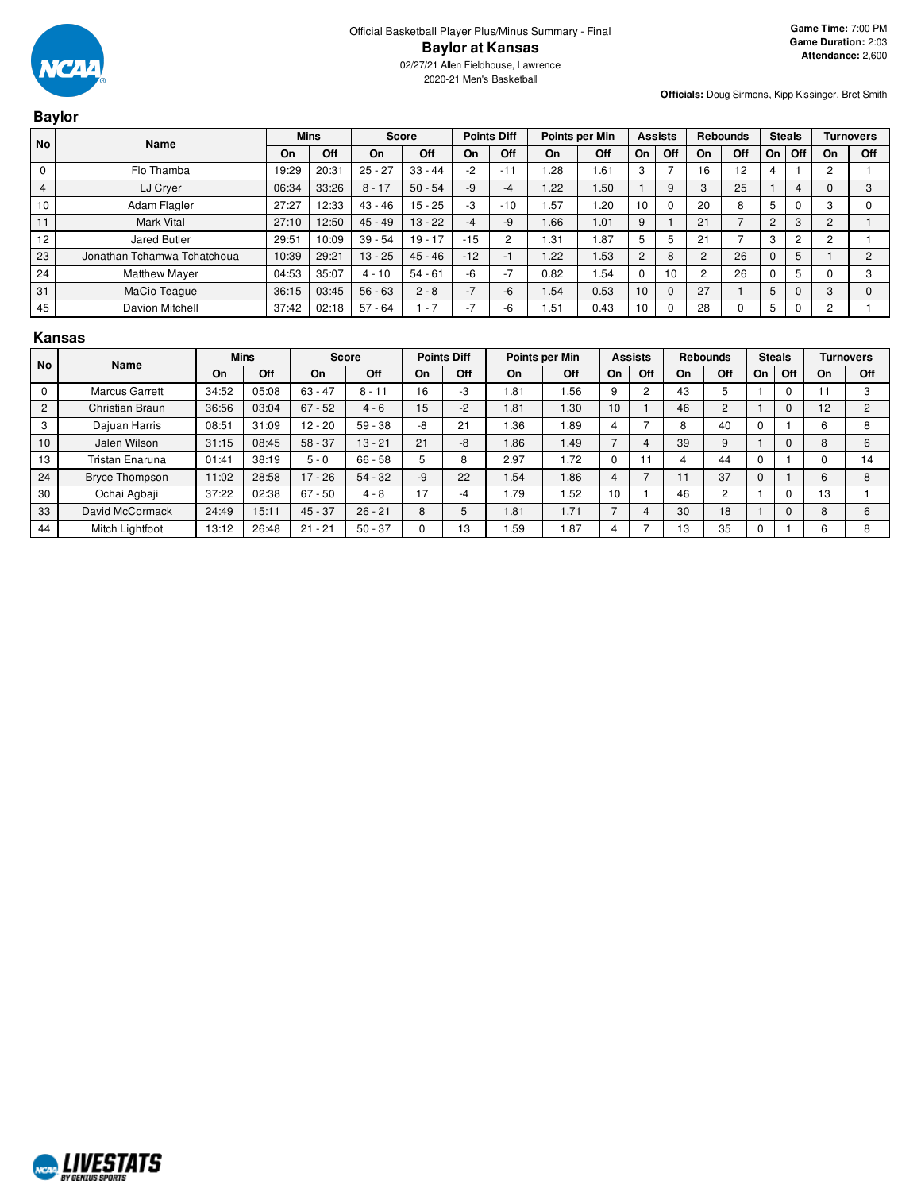Official Basketball Player Plus/Minus Summary - Final

# Baylor at Kansas

02/27/21 Allen Fieldhouse, Lawrence

2020-21 Men's Basketball

**Game Time:** 7:00 PM
**Game Duration:** 2:03
**Attendance:** 2,600

**Officials:** Doug Sirmons, Kipp Kissinger, Bret Smith

## Baylor

| No | Name | Mins | | Score | | Points Diff | | Points per Min | | Assists | | Rebounds | | Steals | | Turnovers | |
|---|---|---|---|---|---|---|---|---|---|---|---|---|---|---|---|---|---|
| | | On | Off | On | Off | On | Off | On | Off | On | Off | On | Off | On | Off | On | Off |
| 0 | Flo Thamba | 19:29 | 20:31 | 25 - 27 | 33 - 44 | -2 | -11 | 1.28 | 1.61 | 3 | 7 | 16 | 12 | 4 | 1 | 2 | 1 |
| 4 | LJ Cryer | 06:34 | 33:26 | 8 - 17 | 50 - 54 | -9 | -4 | 1.22 | 1.50 | 1 | 9 | 3 | 25 | 1 | 4 | 0 | 3 |
| 10 | Adam Flagler | 27:27 | 12:33 | 43 - 46 | 15 - 25 | -3 | -10 | 1.57 | 1.20 | 10 | 0 | 20 | 8 | 5 | 0 | 3 | 0 |
| 11 | Mark Vital | 27:10 | 12:50 | 45 - 49 | 13 - 22 | -4 | -9 | 1.66 | 1.01 | 9 | 1 | 21 | 7 | 2 | 3 | 2 | 1 |
| 12 | Jared Butler | 29:51 | 10:09 | 39 - 54 | 19 - 17 | -15 | 2 | 1.31 | 1.87 | 5 | 5 | 21 | 7 | 3 | 2 | 2 | 1 |
| 23 | Jonathan Tchamwa Tchatchoua | 10:39 | 29:21 | 13 - 25 | 45 - 46 | -12 | -1 | 1.22 | 1.53 | 2 | 8 | 2 | 26 | 0 | 5 | 1 | 2 |
| 24 | Matthew Mayer | 04:53 | 35:07 | 4 - 10 | 54 - 61 | -6 | -7 | 0.82 | 1.54 | 0 | 10 | 2 | 26 | 0 | 5 | 0 | 3 |
| 31 | MaCio Teague | 36:15 | 03:45 | 56 - 63 | 2 - 8 | -7 | -6 | 1.54 | 0.53 | 10 | 0 | 27 | 1 | 5 | 0 | 3 | 0 |
| 45 | Davion Mitchell | 37:42 | 02:18 | 57 - 64 | 1 - 7 | -7 | -6 | 1.51 | 0.43 | 10 | 0 | 28 | 0 | 5 | 0 | 2 | 1 |

## Kansas

| No | Name | Mins | | Score | | Points Diff | | Points per Min | | Assists | | Rebounds | | Steals | | Turnovers | |
|---|---|---|---|---|---|---|---|---|---|---|---|---|---|---|---|---|---|
| | | On | Off | On | Off | On | Off | On | Off | On | Off | On | Off | On | Off | On | Off |
| 0 | Marcus Garrett | 34:52 | 05:08 | 63 - 47 | 8 - 11 | 16 | -3 | 1.81 | 1.56 | 9 | 2 | 43 | 5 | 1 | 0 | 11 | 3 |
| 2 | Christian Braun | 36:56 | 03:04 | 67 - 52 | 4 - 6 | 15 | -2 | 1.81 | 1.30 | 10 | 1 | 46 | 2 | 1 | 0 | 12 | 2 |
| 3 | Dajuan Harris | 08:51 | 31:09 | 12 - 20 | 59 - 38 | -8 | 21 | 1.36 | 1.89 | 4 | 7 | 8 | 40 | 0 | 1 | 6 | 8 |
| 10 | Jalen Wilson | 31:15 | 08:45 | 58 - 37 | 13 - 21 | 21 | -8 | 1.86 | 1.49 | 7 | 4 | 39 | 9 | 1 | 0 | 8 | 6 |
| 13 | Tristan Enaruna | 01:41 | 38:19 | 5 - 0 | 66 - 58 | 5 | 8 | 2.97 | 1.72 | 0 | 11 | 4 | 44 | 0 | 1 | 0 | 14 |
| 24 | Bryce Thompson | 11:02 | 28:58 | 17 - 26 | 54 - 32 | -9 | 22 | 1.54 | 1.86 | 4 | 7 | 11 | 37 | 0 | 1 | 6 | 8 |
| 30 | Ochai Agbaji | 37:22 | 02:38 | 67 - 50 | 4 - 8 | 17 | -4 | 1.79 | 1.52 | 10 | 1 | 46 | 2 | 1 | 0 | 13 | 1 |
| 33 | David McCormack | 24:49 | 15:11 | 45 - 37 | 26 - 21 | 8 | 5 | 1.81 | 1.71 | 7 | 4 | 30 | 18 | 1 | 0 | 8 | 6 |
| 44 | Mitch Lightfoot | 13:12 | 26:48 | 21 - 21 | 50 - 37 | 0 | 13 | 1.59 | 1.87 | 4 | 7 | 13 | 35 | 0 | 1 | 6 | 8 |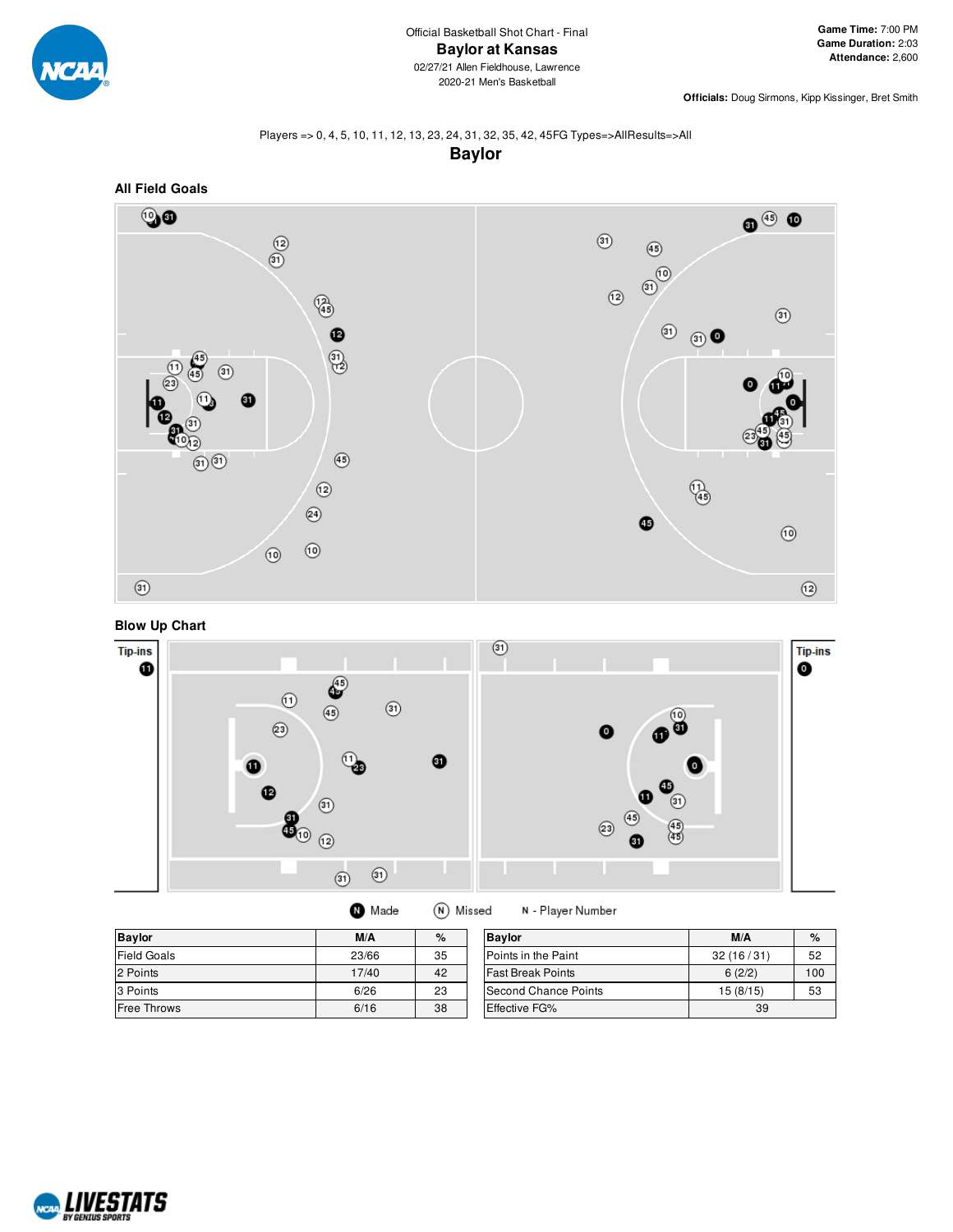Official Basketball Shot Chart - Final

# Baylor at Kansas

02/27/21 Allen Fieldhouse, Lawrence

2020-21 Men's Basketball

**Game Time:** 7:00 PM
**Game Duration:** 2:03
**Attendance:** 2,600

**Officials:** Doug Sirmons, Kipp Kissinger, Bret Smith

Players => 0, 4, 5, 10, 11, 12, 13, 23, 24, 31, 32, 35, 42, 45FG Types=>AllResults=>All

## Baylor

### All Field Goals

### Blow Up Chart

Tip-ins

Made | Missed | N - Player Number

| Baylor | M/A | % |
|---|---|---|
| Field Goals | 23/66 | 35 |
| 2 Points | 17/40 | 42 |
| 3 Points | 6/26 | 23 |
| Free Throws | 6/16 | 38 |

| Baylor | M/A | % |
|---|---|---|
| Points in the Paint | 32 (16 / 31) | 52 |
| Fast Break Points | 6 (2/2) | 100 |
| Second Chance Points | 15 (8/15) | 53 |
| Effective FG% | 39 | |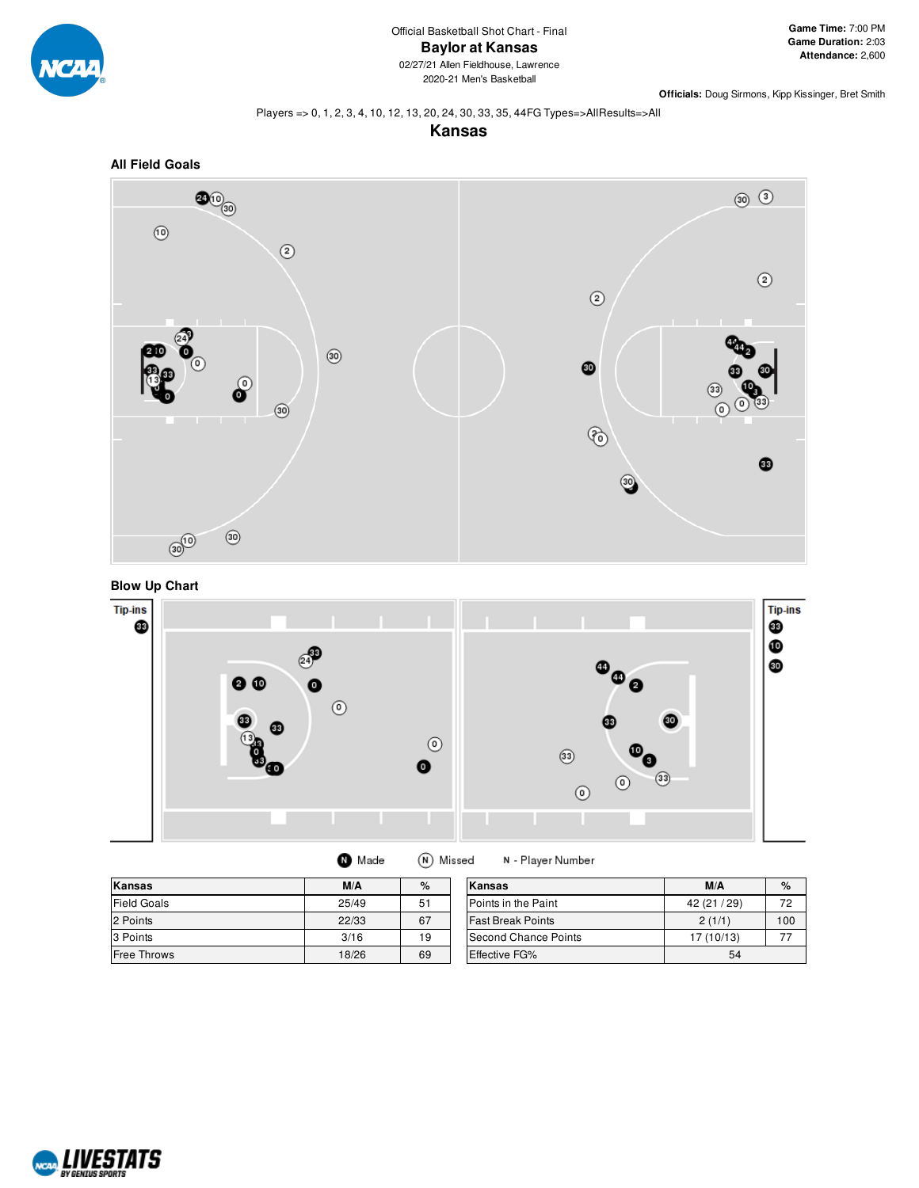Official Basketball Shot Chart - Final

# Baylor at Kansas

02/27/21 Allen Fieldhouse, Lawrence

2020-21 Men's Basketball

**Game Time:** 7:00 PM
**Game Duration:** 2:03
**Attendance:** 2,600

**Officials:** Doug Sirmons, Kipp Kissinger, Bret Smith

Players => 0, 1, 2, 3, 4, 10, 12, 13, 20, 24, 30, 33, 35, 44FG Types=>AllResults=>All

## Kansas

### All Field Goals

### Blow Up Chart

Tip-ins

Tip-ins

Made   Missed   N - Player Number

| Kansas | M/A | % |
|---|---|---|
| Field Goals | 25/49 | 51 |
| 2 Points | 22/33 | 67 |
| 3 Points | 3/16 | 19 |
| Free Throws | 18/26 | 69 |

| Kansas | M/A | % |
|---|---|---|
| Points in the Paint | 42 (21 / 29) | 72 |
| Fast Break Points | 2 (1/1) | 100 |
| Second Chance Points | 17 (10/13) | 77 |
| Effective FG% | 54 | |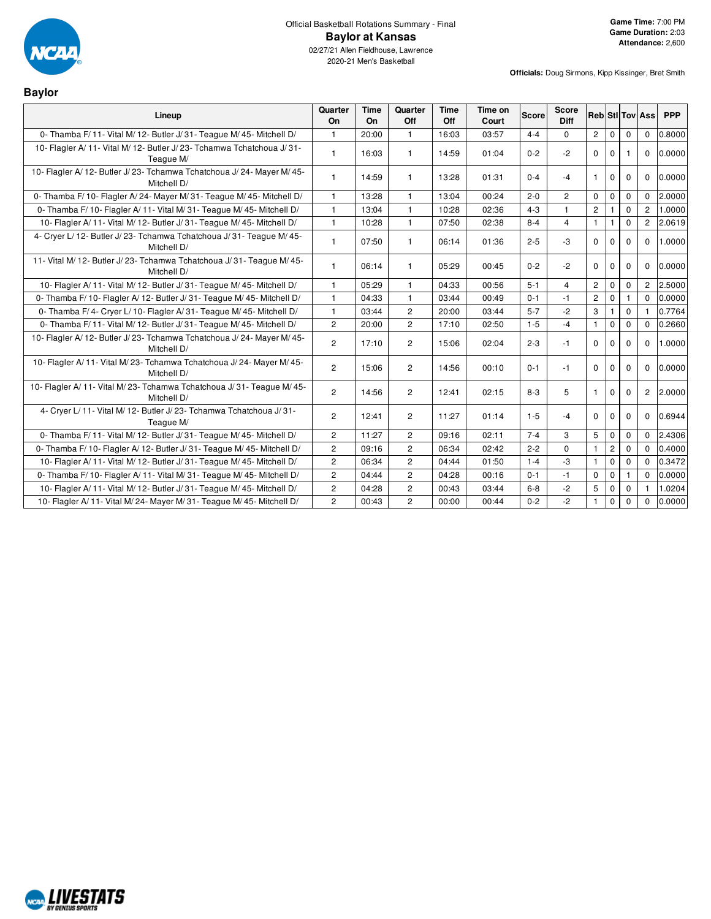Official Basketball Rotations Summary - Final

# Baylor at Kansas

02/27/21 Allen Fieldhouse, Lawrence

2020-21 Men's Basketball

**Game Time:** 7:00 PM
**Game Duration:** 2:03
**Attendance:** 2,600

**Officials:** Doug Sirmons, Kipp Kissinger, Bret Smith

## Baylor

| Lineup | Quarter On | Time On | Quarter Off | Time Off | Time on Court | Score | Score Diff | Reb | Stl | Tov | Ass | PPP |
|---|---|---|---|---|---|---|---|---|---|---|---|---|
| 0- Thamba F/ 11- Vital M/ 12- Butler J/ 31- Teague M/ 45- Mitchell D/ | 1 | 20:00 | 1 | 16:03 | 03:57 | 4-4 | 0 | 2 | 0 | 0 | 0 | 0.8000 |
| 10- Flagler A/ 11- Vital M/ 12- Butler J/ 23- Tchamwa Tchatchoua J/ 31- Teague M/ | 1 | 16:03 | 1 | 14:59 | 01:04 | 0-2 | -2 | 0 | 0 | 1 | 0 | 0.0000 |
| 10- Flagler A/ 12- Butler J/ 23- Tchamwa Tchatchoua J/ 24- Mayer M/ 45- Mitchell D/ | 1 | 14:59 | 1 | 13:28 | 01:31 | 0-4 | -4 | 1 | 0 | 0 | 0 | 0.0000 |
| 0- Thamba F/ 10- Flagler A/ 24- Mayer M/ 31- Teague M/ 45- Mitchell D/ | 1 | 13:28 | 1 | 13:04 | 00:24 | 2-0 | 2 | 0 | 0 | 0 | 0 | 2.0000 |
| 0- Thamba F/ 10- Flagler A/ 11- Vital M/ 31- Teague M/ 45- Mitchell D/ | 1 | 13:04 | 1 | 10:28 | 02:36 | 4-3 | 1 | 2 | 1 | 0 | 2 | 1.0000 |
| 10- Flagler A/ 11- Vital M/ 12- Butler J/ 31- Teague M/ 45- Mitchell D/ | 1 | 10:28 | 1 | 07:50 | 02:38 | 8-4 | 4 | 1 | 1 | 0 | 2 | 2.0619 |
| 4- Cryer L/ 12- Butler J/ 23- Tchamwa Tchatchoua J/ 31- Teague M/ 45- Mitchell D/ | 1 | 07:50 | 1 | 06:14 | 01:36 | 2-5 | -3 | 0 | 0 | 0 | 0 | 1.0000 |
| 11- Vital M/ 12- Butler J/ 23- Tchamwa Tchatchoua J/ 31- Teague M/ 45- Mitchell D/ | 1 | 06:14 | 1 | 05:29 | 00:45 | 0-2 | -2 | 0 | 0 | 0 | 0 | 0.0000 |
| 10- Flagler A/ 11- Vital M/ 12- Butler J/ 31- Teague M/ 45- Mitchell D/ | 1 | 05:29 | 1 | 04:33 | 00:56 | 5-1 | 4 | 2 | 0 | 0 | 2 | 2.5000 |
| 0- Thamba F/ 10- Flagler A/ 12- Butler J/ 31- Teague M/ 45- Mitchell D/ | 1 | 04:33 | 1 | 03:44 | 00:49 | 0-1 | -1 | 2 | 0 | 1 | 0 | 0.0000 |
| 0- Thamba F/ 4- Cryer L/ 10- Flagler A/ 31- Teague M/ 45- Mitchell D/ | 1 | 03:44 | 2 | 20:00 | 03:44 | 5-7 | -2 | 3 | 1 | 0 | 1 | 0.7764 |
| 0- Thamba F/ 11- Vital M/ 12- Butler J/ 31- Teague M/ 45- Mitchell D/ | 2 | 20:00 | 2 | 17:10 | 02:50 | 1-5 | -4 | 1 | 0 | 0 | 0 | 0.2660 |
| 10- Flagler A/ 12- Butler J/ 23- Tchamwa Tchatchoua J/ 24- Mayer M/ 45- Mitchell D/ | 2 | 17:10 | 2 | 15:06 | 02:04 | 2-3 | -1 | 0 | 0 | 0 | 0 | 1.0000 |
| 10- Flagler A/ 11- Vital M/ 23- Tchamwa Tchatchoua J/ 24- Mayer M/ 45- Mitchell D/ | 2 | 15:06 | 2 | 14:56 | 00:10 | 0-1 | -1 | 0 | 0 | 0 | 0 | 0.0000 |
| 10- Flagler A/ 11- Vital M/ 23- Tchamwa Tchatchoua J/ 31- Teague M/ 45- Mitchell D/ | 2 | 14:56 | 2 | 12:41 | 02:15 | 8-3 | 5 | 1 | 0 | 0 | 2 | 2.0000 |
| 4- Cryer L/ 11- Vital M/ 12- Butler J/ 23- Tchamwa Tchatchoua J/ 31- Teague M/ | 2 | 12:41 | 2 | 11:27 | 01:14 | 1-5 | -4 | 0 | 0 | 0 | 0 | 0.6944 |
| 0- Thamba F/ 11- Vital M/ 12- Butler J/ 31- Teague M/ 45- Mitchell D/ | 2 | 11:27 | 2 | 09:16 | 02:11 | 7-4 | 3 | 5 | 0 | 0 | 0 | 2.4306 |
| 0- Thamba F/ 10- Flagler A/ 12- Butler J/ 31- Teague M/ 45- Mitchell D/ | 2 | 09:16 | 2 | 06:34 | 02:42 | 2-2 | 0 | 1 | 2 | 0 | 0 | 0.4000 |
| 10- Flagler A/ 11- Vital M/ 12- Butler J/ 31- Teague M/ 45- Mitchell D/ | 2 | 06:34 | 2 | 04:44 | 01:50 | 1-4 | -3 | 1 | 0 | 0 | 0 | 0.3472 |
| 0- Thamba F/ 10- Flagler A/ 11- Vital M/ 31- Teague M/ 45- Mitchell D/ | 2 | 04:44 | 2 | 04:28 | 00:16 | 0-1 | -1 | 0 | 0 | 1 | 0 | 0.0000 |
| 10- Flagler A/ 11- Vital M/ 12- Butler J/ 31- Teague M/ 45- Mitchell D/ | 2 | 04:28 | 2 | 00:43 | 03:44 | 6-8 | -2 | 5 | 0 | 0 | 1 | 1.0204 |
| 10- Flagler A/ 11- Vital M/ 24- Mayer M/ 31- Teague M/ 45- Mitchell D/ | 2 | 00:43 | 2 | 00:00 | 00:44 | 0-2 | -2 | 1 | 0 | 0 | 0 | 0.0000 |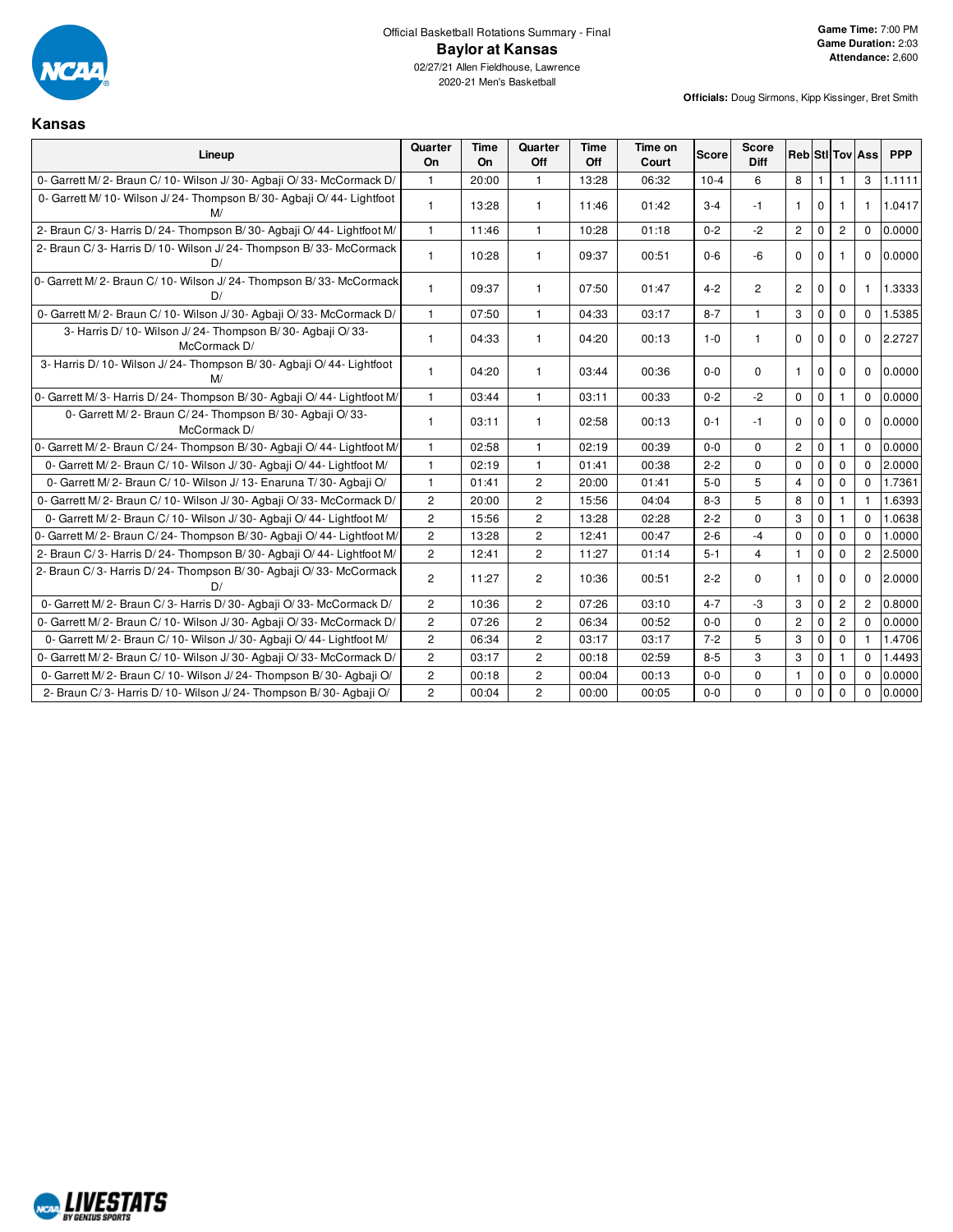Official Basketball Rotations Summary - Final

# Baylor at Kansas

02/27/21 Allen Fieldhouse, Lawrence

2020-21 Men's Basketball

**Game Time:** 7:00 PM
**Game Duration:** 2:03
**Attendance:** 2,600

**Officials:** Doug Sirmons, Kipp Kissinger, Bret Smith

## Kansas

| Lineup | Quarter On | Time On | Quarter Off | Time Off | Time on Court | Score | Score Diff | Reb | Stl | Tov | Ass | PPP |
|---|---|---|---|---|---|---|---|---|---|---|---|---|
| 0- Garrett M/ 2- Braun C/ 10- Wilson J/ 30- Agbaji O/ 33- McCormack D/ | 1 | 20:00 | 1 | 13:28 | 06:32 | 10-4 | 6 | 8 | 1 | 1 | 3 | 1.1111 |
| 0- Garrett M/ 10- Wilson J/ 24- Thompson B/ 30- Agbaji O/ 44- Lightfoot M/ | 1 | 13:28 | 1 | 11:46 | 01:42 | 3-4 | -1 | 1 | 0 | 1 | 1 | 1.0417 |
| 2- Braun C/ 3- Harris D/ 24- Thompson B/ 30- Agbaji O/ 44- Lightfoot M/ | 1 | 11:46 | 1 | 10:28 | 01:18 | 0-2 | -2 | 2 | 0 | 2 | 0 | 0.0000 |
| 2- Braun C/ 3- Harris D/ 10- Wilson J/ 24- Thompson B/ 33- McCormack D/ | 1 | 10:28 | 1 | 09:37 | 00:51 | 0-6 | -6 | 0 | 0 | 1 | 0 | 0.0000 |
| 0- Garrett M/ 2- Braun C/ 10- Wilson J/ 24- Thompson B/ 33- McCormack D/ | 1 | 09:37 | 1 | 07:50 | 01:47 | 4-2 | 2 | 2 | 0 | 0 | 1 | 1.3333 |
| 0- Garrett M/ 2- Braun C/ 10- Wilson J/ 30- Agbaji O/ 33- McCormack D/ | 1 | 07:50 | 1 | 04:33 | 03:17 | 8-7 | 1 | 3 | 0 | 0 | 0 | 1.5385 |
| 3- Harris D/ 10- Wilson J/ 24- Thompson B/ 30- Agbaji O/ 33- McCormack D/ | 1 | 04:33 | 1 | 04:20 | 00:13 | 1-0 | 1 | 0 | 0 | 0 | 0 | 2.2727 |
| 3- Harris D/ 10- Wilson J/ 24- Thompson B/ 30- Agbaji O/ 44- Lightfoot M/ | 1 | 04:20 | 1 | 03:44 | 00:36 | 0-0 | 0 | 1 | 0 | 0 | 0 | 0.0000 |
| 0- Garrett M/ 3- Harris D/ 24- Thompson B/ 30- Agbaji O/ 44- Lightfoot M/ | 1 | 03:44 | 1 | 03:11 | 00:33 | 0-2 | -2 | 0 | 0 | 1 | 0 | 0.0000 |
| 0- Garrett M/ 2- Braun C/ 24- Thompson B/ 30- Agbaji O/ 33- McCormack D/ | 1 | 03:11 | 1 | 02:58 | 00:13 | 0-1 | -1 | 0 | 0 | 0 | 0 | 0.0000 |
| 0- Garrett M/ 2- Braun C/ 24- Thompson B/ 30- Agbaji O/ 44- Lightfoot M/ | 1 | 02:58 | 1 | 02:19 | 00:39 | 0-0 | 0 | 2 | 0 | 1 | 0 | 0.0000 |
| 0- Garrett M/ 2- Braun C/ 10- Wilson J/ 30- Agbaji O/ 44- Lightfoot M/ | 1 | 02:19 | 1 | 01:41 | 00:38 | 2-2 | 0 | 0 | 0 | 0 | 0 | 2.0000 |
| 0- Garrett M/ 2- Braun C/ 10- Wilson J/ 13- Enaruna T/ 30- Agbaji O/ | 1 | 01:41 | 2 | 20:00 | 01:41 | 5-0 | 5 | 4 | 0 | 0 | 0 | 1.7361 |
| 0- Garrett M/ 2- Braun C/ 10- Wilson J/ 30- Agbaji O/ 33- McCormack D/ | 2 | 20:00 | 2 | 15:56 | 04:04 | 8-3 | 5 | 8 | 0 | 1 | 1 | 1.6393 |
| 0- Garrett M/ 2- Braun C/ 10- Wilson J/ 30- Agbaji O/ 44- Lightfoot M/ | 2 | 15:56 | 2 | 13:28 | 02:28 | 2-2 | 0 | 3 | 0 | 1 | 0 | 1.0638 |
| 0- Garrett M/ 2- Braun C/ 24- Thompson B/ 30- Agbaji O/ 44- Lightfoot M/ | 2 | 13:28 | 2 | 12:41 | 00:47 | 2-6 | -4 | 0 | 0 | 0 | 0 | 1.0000 |
| 2- Braun C/ 3- Harris D/ 24- Thompson B/ 30- Agbaji O/ 44- Lightfoot M/ | 2 | 12:41 | 2 | 11:27 | 01:14 | 5-1 | 4 | 1 | 0 | 0 | 2 | 2.5000 |
| 2- Braun C/ 3- Harris D/ 24- Thompson B/ 30- Agbaji O/ 33- McCormack D/ | 2 | 11:27 | 2 | 10:36 | 00:51 | 2-2 | 0 | 1 | 0 | 0 | 0 | 2.0000 |
| 0- Garrett M/ 2- Braun C/ 3- Harris D/ 30- Agbaji O/ 33- McCormack D/ | 2 | 10:36 | 2 | 07:26 | 03:10 | 4-7 | -3 | 3 | 0 | 2 | 2 | 0.8000 |
| 0- Garrett M/ 2- Braun C/ 10- Wilson J/ 30- Agbaji O/ 33- McCormack D/ | 2 | 07:26 | 2 | 06:34 | 00:52 | 0-0 | 0 | 2 | 0 | 2 | 0 | 0.0000 |
| 0- Garrett M/ 2- Braun C/ 10- Wilson J/ 30- Agbaji O/ 44- Lightfoot M/ | 2 | 06:34 | 2 | 03:17 | 03:17 | 7-2 | 5 | 3 | 0 | 0 | 1 | 1.4706 |
| 0- Garrett M/ 2- Braun C/ 10- Wilson J/ 30- Agbaji O/ 33- McCormack D/ | 2 | 03:17 | 2 | 00:18 | 02:59 | 8-5 | 3 | 3 | 0 | 1 | 0 | 1.4493 |
| 0- Garrett M/ 2- Braun C/ 10- Wilson J/ 24- Thompson B/ 30- Agbaji O/ | 2 | 00:18 | 2 | 00:04 | 00:13 | 0-0 | 0 | 1 | 0 | 0 | 0 | 0.0000 |
| 2- Braun C/ 3- Harris D/ 10- Wilson J/ 24- Thompson B/ 30- Agbaji O/ | 2 | 00:04 | 2 | 00:00 | 00:05 | 0-0 | 0 | 0 | 0 | 0 | 0 | 0.0000 |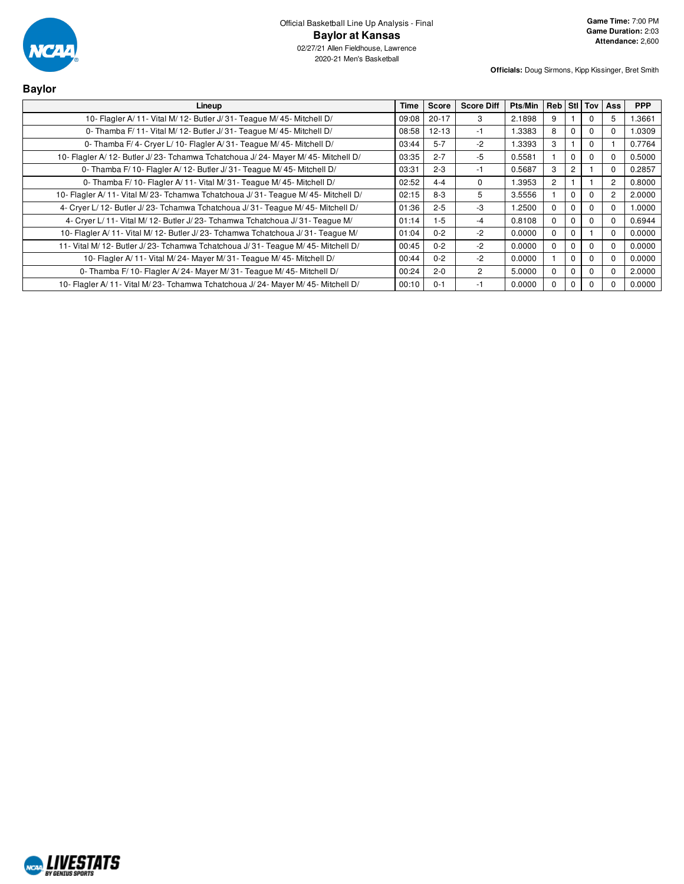Official Basketball Line Up Analysis - Final

# Baylor at Kansas

02/27/21 Allen Fieldhouse, Lawrence
2020-21 Men's Basketball

**Game Time:** 7:00 PM
**Game Duration:** 2:03
**Attendance:** 2,600

**Officials:** Doug Sirmons, Kipp Kissinger, Bret Smith

## Baylor

| Lineup | Time | Score | Score Diff | Pts/Min | Reb | Stl | Tov | Ass | PPP |
|---|---|---|---|---|---|---|---|---|---|
| 10- Flagler A/ 11- Vital M/ 12- Butler J/ 31- Teague M/ 45- Mitchell D/ | 09:08 | 20-17 | 3 | 2.1898 | 9 | 1 | 0 | 5 | 1.3661 |
| 0- Thamba F/ 11- Vital M/ 12- Butler J/ 31- Teague M/ 45- Mitchell D/ | 08:58 | 12-13 | -1 | 1.3383 | 8 | 0 | 0 | 0 | 1.0309 |
| 0- Thamba F/ 4- Cryer L/ 10- Flagler A/ 31- Teague M/ 45- Mitchell D/ | 03:44 | 5-7 | -2 | 1.3393 | 3 | 1 | 0 | 1 | 0.7764 |
| 10- Flagler A/ 12- Butler J/ 23- Tchamwa Tchatchoua J/ 24- Mayer M/ 45- Mitchell D/ | 03:35 | 2-7 | -5 | 0.5581 | 1 | 0 | 0 | 0 | 0.5000 |
| 0- Thamba F/ 10- Flagler A/ 12- Butler J/ 31- Teague M/ 45- Mitchell D/ | 03:31 | 2-3 | -1 | 0.5687 | 3 | 2 | 1 | 0 | 0.2857 |
| 0- Thamba F/ 10- Flagler A/ 11- Vital M/ 31- Teague M/ 45- Mitchell D/ | 02:52 | 4-4 | 0 | 1.3953 | 2 | 1 | 1 | 2 | 0.8000 |
| 10- Flagler A/ 11- Vital M/ 23- Tchamwa Tchatchoua J/ 31- Teague M/ 45- Mitchell D/ | 02:15 | 8-3 | 5 | 3.5556 | 1 | 0 | 0 | 2 | 2.0000 |
| 4- Cryer L/ 12- Butler J/ 23- Tchamwa Tchatchoua J/ 31- Teague M/ 45- Mitchell D/ | 01:36 | 2-5 | -3 | 1.2500 | 0 | 0 | 0 | 0 | 1.0000 |
| 4- Cryer L/ 11- Vital M/ 12- Butler J/ 23- Tchamwa Tchatchoua J/ 31- Teague M/ | 01:14 | 1-5 | -4 | 0.8108 | 0 | 0 | 0 | 0 | 0.6944 |
| 10- Flagler A/ 11- Vital M/ 12- Butler J/ 23- Tchamwa Tchatchoua J/ 31- Teague M/ | 01:04 | 0-2 | -2 | 0.0000 | 0 | 0 | 1 | 0 | 0.0000 |
| 11- Vital M/ 12- Butler J/ 23- Tchamwa Tchatchoua J/ 31- Teague M/ 45- Mitchell D/ | 00:45 | 0-2 | -2 | 0.0000 | 0 | 0 | 0 | 0 | 0.0000 |
| 10- Flagler A/ 11- Vital M/ 24- Mayer M/ 31- Teague M/ 45- Mitchell D/ | 00:44 | 0-2 | -2 | 0.0000 | 1 | 0 | 0 | 0 | 0.0000 |
| 0- Thamba F/ 10- Flagler A/ 24- Mayer M/ 31- Teague M/ 45- Mitchell D/ | 00:24 | 2-0 | 2 | 5.0000 | 0 | 0 | 0 | 0 | 2.0000 |
| 10- Flagler A/ 11- Vital M/ 23- Tchamwa Tchatchoua J/ 24- Mayer M/ 45- Mitchell D/ | 00:10 | 0-1 | -1 | 0.0000 | 0 | 0 | 0 | 0 | 0.0000 |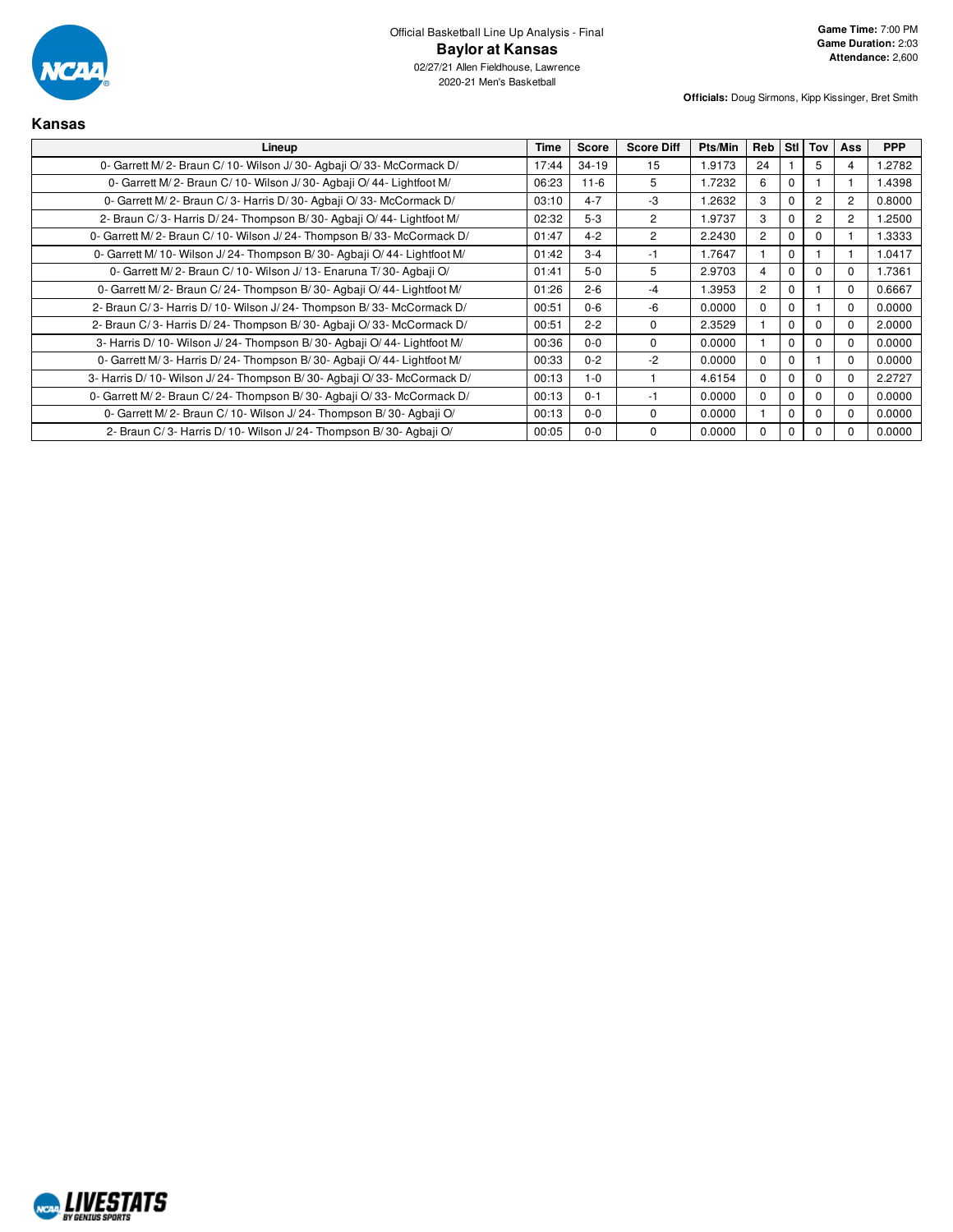Official Basketball Line Up Analysis - Final

# Baylor at Kansas

02/27/21 Allen Fieldhouse, Lawrence
2020-21 Men's Basketball

**Game Time:** 7:00 PM
**Game Duration:** 2:03
**Attendance:** 2,600

**Officials:** Doug Sirmons, Kipp Kissinger, Bret Smith

## Kansas

| Lineup | Time | Score | Score Diff | Pts/Min | Reb | Stl | Tov | Ass | PPP |
|---|---|---|---|---|---|---|---|---|---|
| 0- Garrett M/ 2- Braun C/ 10- Wilson J/ 30- Agbaji O/ 33- McCormack D/ | 17:44 | 34-19 | 15 | 1.9173 | 24 | 1 | 5 | 4 | 1.2782 |
| 0- Garrett M/ 2- Braun C/ 10- Wilson J/ 30- Agbaji O/ 44- Lightfoot M/ | 06:23 | 11-6 | 5 | 1.7232 | 6 | 0 | 1 | 1 | 1.4398 |
| 0- Garrett M/ 2- Braun C/ 3- Harris D/ 30- Agbaji O/ 33- McCormack D/ | 03:10 | 4-7 | -3 | 1.2632 | 3 | 0 | 2 | 2 | 0.8000 |
| 2- Braun C/ 3- Harris D/ 24- Thompson B/ 30- Agbaji O/ 44- Lightfoot M/ | 02:32 | 5-3 | 2 | 1.9737 | 3 | 0 | 2 | 2 | 1.2500 |
| 0- Garrett M/ 2- Braun C/ 10- Wilson J/ 24- Thompson B/ 33- McCormack D/ | 01:47 | 4-2 | 2 | 2.2430 | 2 | 0 | 0 | 1 | 1.3333 |
| 0- Garrett M/ 10- Wilson J/ 24- Thompson B/ 30- Agbaji O/ 44- Lightfoot M/ | 01:42 | 3-4 | -1 | 1.7647 | 1 | 0 | 1 | 1 | 1.0417 |
| 0- Garrett M/ 2- Braun C/ 10- Wilson J/ 13- Enaruna T/ 30- Agbaji O/ | 01:41 | 5-0 | 5 | 2.9703 | 4 | 0 | 0 | 0 | 1.7361 |
| 0- Garrett M/ 2- Braun C/ 24- Thompson B/ 30- Agbaji O/ 44- Lightfoot M/ | 01:26 | 2-6 | -4 | 1.3953 | 2 | 0 | 1 | 0 | 0.6667 |
| 2- Braun C/ 3- Harris D/ 10- Wilson J/ 24- Thompson B/ 33- McCormack D/ | 00:51 | 0-6 | -6 | 0.0000 | 0 | 0 | 1 | 0 | 0.0000 |
| 2- Braun C/ 3- Harris D/ 24- Thompson B/ 30- Agbaji O/ 33- McCormack D/ | 00:51 | 2-2 | 0 | 2.3529 | 1 | 0 | 0 | 0 | 2.0000 |
| 3- Harris D/ 10- Wilson J/ 24- Thompson B/ 30- Agbaji O/ 44- Lightfoot M/ | 00:36 | 0-0 | 0 | 0.0000 | 1 | 0 | 0 | 0 | 0.0000 |
| 0- Garrett M/ 3- Harris D/ 24- Thompson B/ 30- Agbaji O/ 44- Lightfoot M/ | 00:33 | 0-2 | -2 | 0.0000 | 0 | 0 | 1 | 0 | 0.0000 |
| 3- Harris D/ 10- Wilson J/ 24- Thompson B/ 30- Agbaji O/ 33- McCormack D/ | 00:13 | 1-0 | 1 | 4.6154 | 0 | 0 | 0 | 0 | 2.2727 |
| 0- Garrett M/ 2- Braun C/ 24- Thompson B/ 30- Agbaji O/ 33- McCormack D/ | 00:13 | 0-1 | -1 | 0.0000 | 0 | 0 | 0 | 0 | 0.0000 |
| 0- Garrett M/ 2- Braun C/ 10- Wilson J/ 24- Thompson B/ 30- Agbaji O/ | 00:13 | 0-0 | 0 | 0.0000 | 1 | 0 | 0 | 0 | 0.0000 |
| 2- Braun C/ 3- Harris D/ 10- Wilson J/ 24- Thompson B/ 30- Agbaji O/ | 00:05 | 0-0 | 0 | 0.0000 | 0 | 0 | 0 | 0 | 0.0000 |